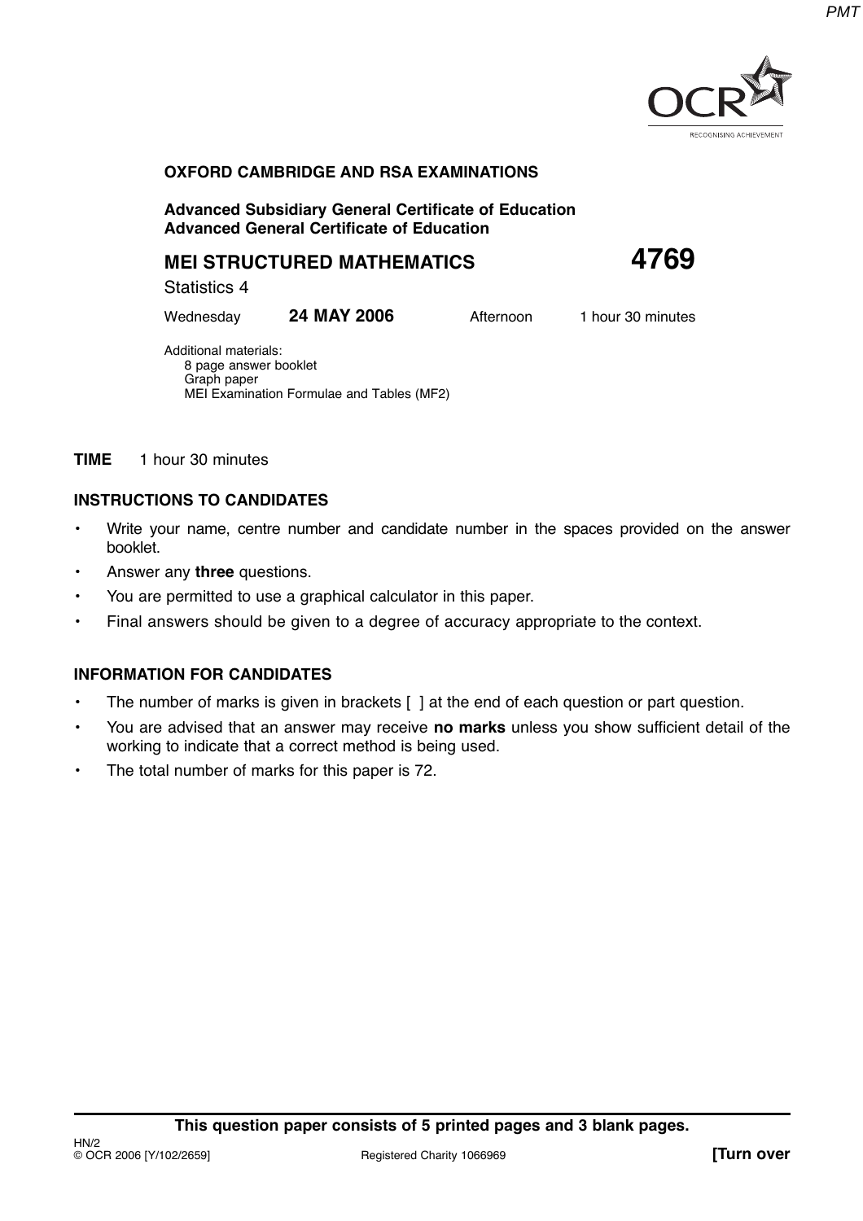**OXFORD CAMBRIDGE AND RSA EXAMINATIONS**

**Advanced Subsidiary General Certificate of Education**
**Advanced General Certificate of Education**

# MEI STRUCTURED MATHEMATICS 4769

Statistics 4

Wednesday **24 MAY 2006** Afternoon 1 hour 30 minutes

Additional materials:
8 page answer booklet
Graph paper
MEI Examination Formulae and Tables (MF2)

**TIME** 1 hour 30 minutes

## INSTRUCTIONS TO CANDIDATES

- Write your name, centre number and candidate number in the spaces provided on the answer booklet.
- Answer any **three** questions.
- You are permitted to use a graphical calculator in this paper.
- Final answers should be given to a degree of accuracy appropriate to the context.

## INFORMATION FOR CANDIDATES

- The number of marks is given in brackets [ ] at the end of each question or part question.
- You are advised that an answer may receive **no marks** unless you show sufficient detail of the working to indicate that a correct method is being used.
- The total number of marks for this paper is 72.

**This question paper consists of 5 printed pages and 3 blank pages.**

HN/2
© OCR 2006 [Y/102/2659] Registered Charity 1066969 **[Turn over**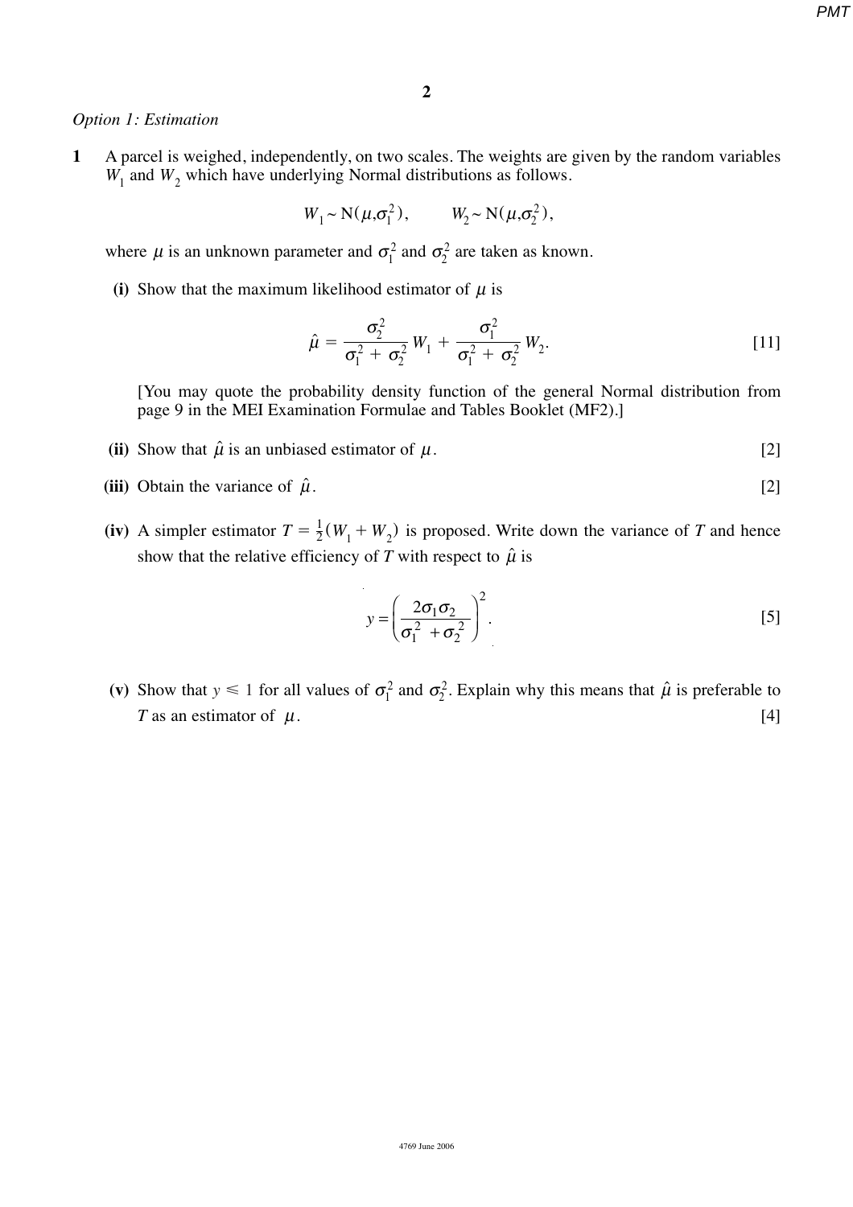*Option 1: Estimation*

**1** A parcel is weighed, independently, on two scales. The weights are given by the random variables $W_1$ and $W_2$ which have underlying Normal distributions as follows.

$$W_1 \sim \mathrm{N}(\mu, \sigma_1^2), \qquad W_2 \sim \mathrm{N}(\mu, \sigma_2^2),$$

where $\mu$ is an unknown parameter and $\sigma_1^2$ and $\sigma_2^2$ are taken as known.

**(i)** Show that the maximum likelihood estimator of $\mu$ is

$$\hat{\mu} = \frac{\sigma_2^2}{\sigma_1^2 + \sigma_2^2} W_1 + \frac{\sigma_1^2}{\sigma_1^2 + \sigma_2^2} W_2. \qquad [11]$$

[You may quote the probability density function of the general Normal distribution from page 9 in the MEI Examination Formulae and Tables Booklet (MF2).]

**(ii)** Show that $\hat{\mu}$ is an unbiased estimator of $\mu$. [2]

**(iii)** Obtain the variance of $\hat{\mu}$. [2]

**(iv)** A simpler estimator $T = \frac{1}{2}(W_1 + W_2)$ is proposed. Write down the variance of $T$ and hence show that the relative efficiency of $T$ with respect to $\hat{\mu}$ is

$$y = \left( \frac{2\sigma_1 \sigma_2}{\sigma_1^2 + \sigma_2^2} \right)^2. \qquad [5]$$

**(v)** Show that $y \leqslant 1$ for all values of $\sigma_1^2$ and $\sigma_2^2$. Explain why this means that $\hat{\mu}$ is preferable to $T$ as an estimator of $\mu$. [4]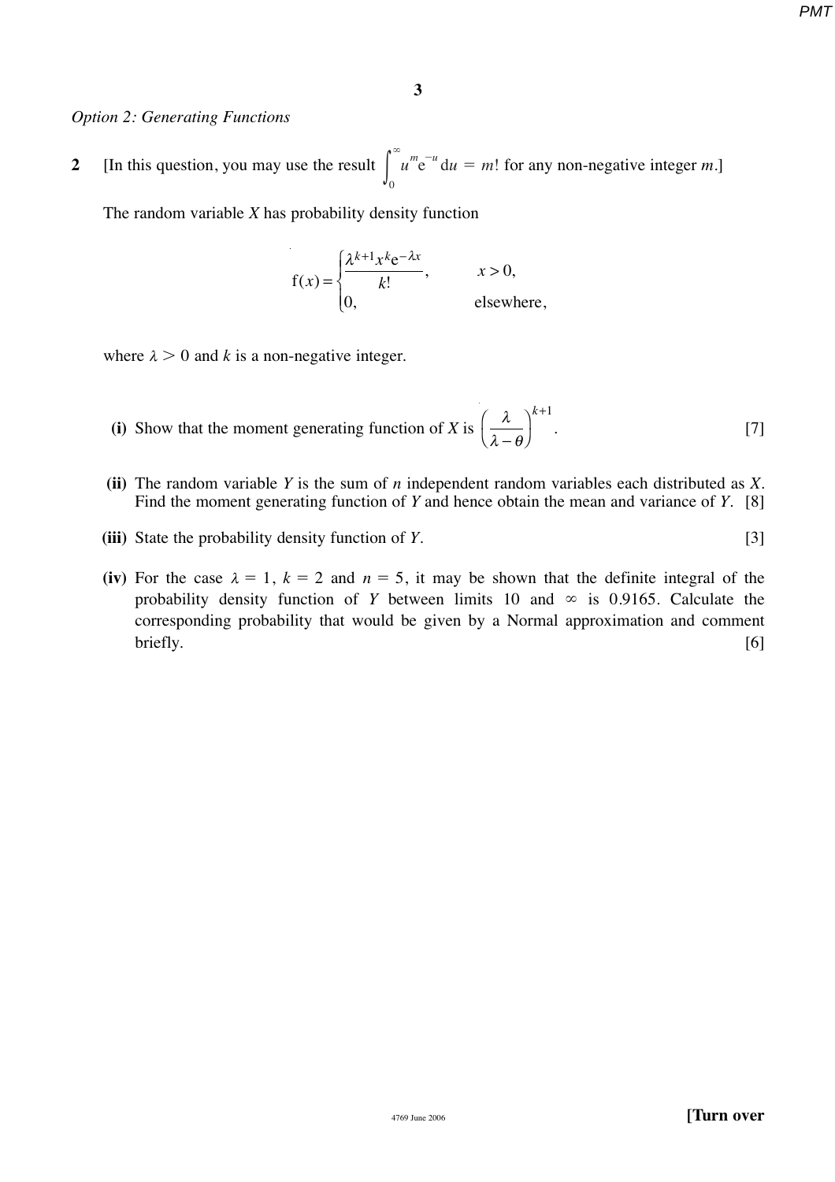*Option 2: Generating Functions*

**2** [In this question, you may use the result $\int_0^\infty u^m e^{-u}\,du = m!$ for any non-negative integer $m$.]

The random variable $X$ has probability density function

$$f(x) = \begin{cases} \dfrac{\lambda^{k+1} x^k e^{-\lambda x}}{k!}, & x > 0, \\ 0, & \text{elsewhere,} \end{cases}$$

where $\lambda > 0$ and $k$ is a non-negative integer.

**(i)** Show that the moment generating function of $X$ is $\left(\dfrac{\lambda}{\lambda - \theta}\right)^{k+1}$. [7]

**(ii)** The random variable $Y$ is the sum of $n$ independent random variables each distributed as $X$. Find the moment generating function of $Y$ and hence obtain the mean and variance of $Y$. [8]

**(iii)** State the probability density function of $Y$. [3]

**(iv)** For the case $\lambda = 1$, $k = 2$ and $n = 5$, it may be shown that the definite integral of the probability density function of $Y$ between limits 10 and $\infty$ is 0.9165. Calculate the corresponding probability that would be given by a Normal approximation and comment briefly. [6]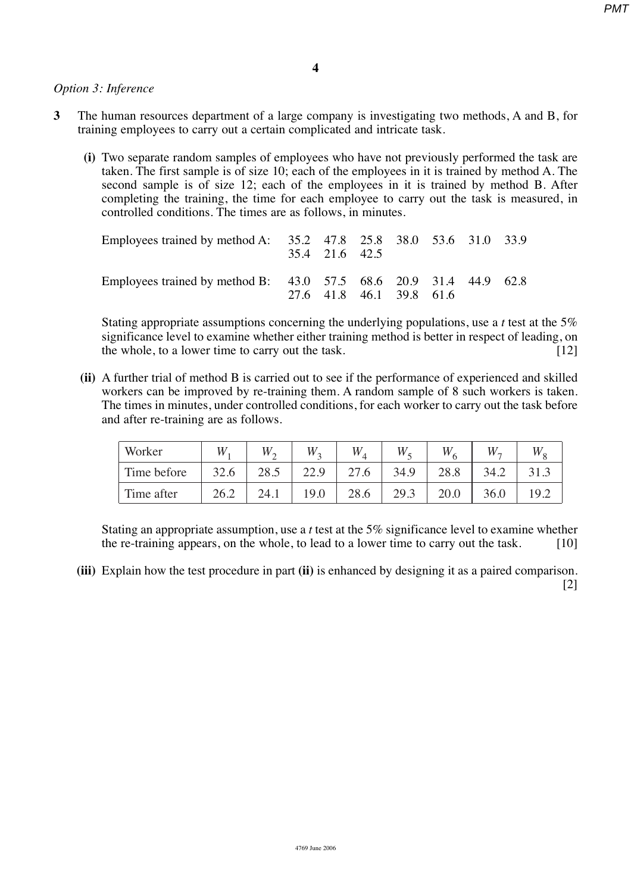*Option 3: Inference*

**3** The human resources department of a large company is investigating two methods, A and B, for training employees to carry out a certain complicated and intricate task.

**(i)** Two separate random samples of employees who have not previously performed the task are taken. The first sample is of size 10; each of the employees in it is trained by method A. The second sample is of size 12; each of the employees in it is trained by method B. After completing the training, the time for each employee to carry out the task is measured, in controlled conditions. The times are as follows, in minutes.

Employees trained by method A: 35.2 47.8 25.8 38.0 53.6 31.0 33.9 35.4 21.6 42.5

Employees trained by method B: 43.0 57.5 68.6 20.9 31.4 44.9 62.8 27.6 41.8 46.1 39.8 61.6

Stating appropriate assumptions concerning the underlying populations, use a *t* test at the 5% significance level to examine whether either training method is better in respect of leading, on the whole, to a lower time to carry out the task. [12]

**(ii)** A further trial of method B is carried out to see if the performance of experienced and skilled workers can be improved by re-training them. A random sample of 8 such workers is taken. The times in minutes, under controlled conditions, for each worker to carry out the task before and after re-training are as follows.

| Worker | $W_1$ | $W_2$ | $W_3$ | $W_4$ | $W_5$ | $W_6$ | $W_7$ | $W_8$ |
|---|---|---|---|---|---|---|---|---|
| Time before | 32.6 | 28.5 | 22.9 | 27.6 | 34.9 | 28.8 | 34.2 | 31.3 |
| Time after | 26.2 | 24.1 | 19.0 | 28.6 | 29.3 | 20.0 | 36.0 | 19.2 |

Stating an appropriate assumption, use a *t* test at the 5% significance level to examine whether the re-training appears, on the whole, to lead to a lower time to carry out the task. [10]

**(iii)** Explain how the test procedure in part **(ii)** is enhanced by designing it as a paired comparison. [2]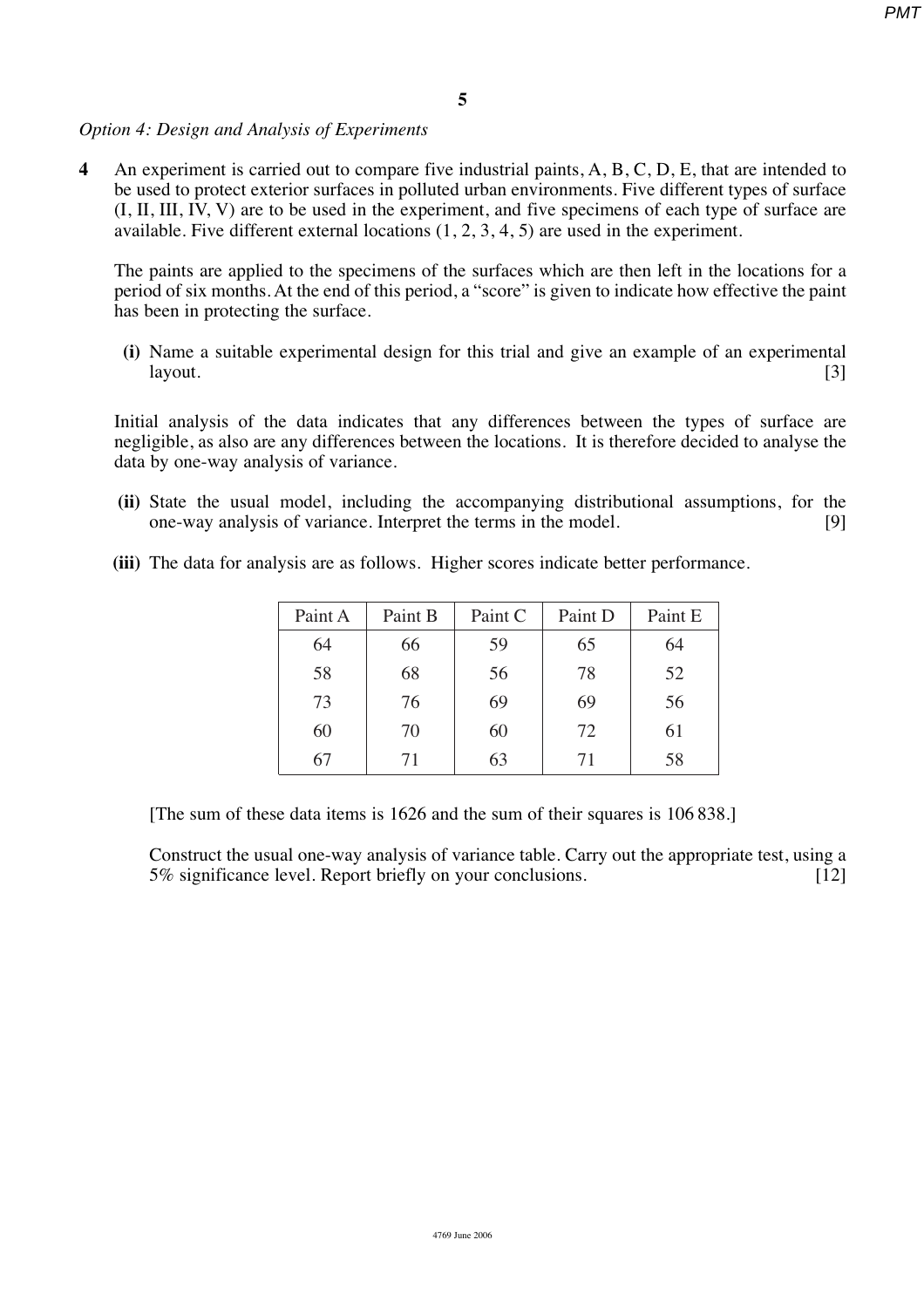*Option 4: Design and Analysis of Experiments*

**4** An experiment is carried out to compare five industrial paints, A, B, C, D, E, that are intended to be used to protect exterior surfaces in polluted urban environments. Five different types of surface (I, II, III, IV, V) are to be used in the experiment, and five specimens of each type of surface are available. Five different external locations (1, 2, 3, 4, 5) are used in the experiment.

The paints are applied to the specimens of the surfaces which are then left in the locations for a period of six months. At the end of this period, a "score" is given to indicate how effective the paint has been in protecting the surface.

**(i)** Name a suitable experimental design for this trial and give an example of an experimental layout. [3]

Initial analysis of the data indicates that any differences between the types of surface are negligible, as also are any differences between the locations. It is therefore decided to analyse the data by one-way analysis of variance.

**(ii)** State the usual model, including the accompanying distributional assumptions, for the one-way analysis of variance. Interpret the terms in the model. [9]

**(iii)** The data for analysis are as follows. Higher scores indicate better performance.

| Paint A | Paint B | Paint C | Paint D | Paint E |
|---|---|---|---|---|
| 64 | 66 | 59 | 65 | 64 |
| 58 | 68 | 56 | 78 | 52 |
| 73 | 76 | 69 | 69 | 56 |
| 60 | 70 | 60 | 72 | 61 |
| 67 | 71 | 63 | 71 | 58 |

[The sum of these data items is 1626 and the sum of their squares is 106 838.]

Construct the usual one-way analysis of variance table. Carry out the appropriate test, using a 5% significance level. Report briefly on your conclusions. [12]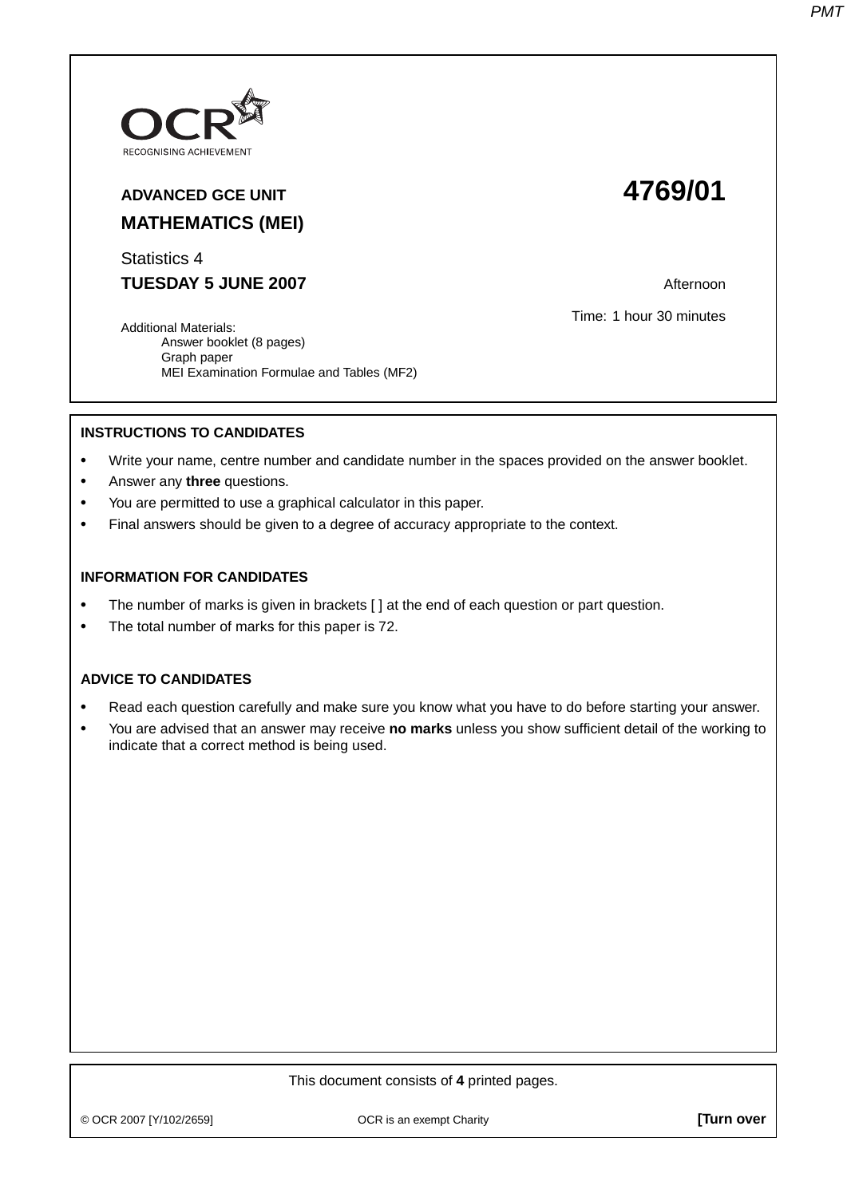OCR

RECOGNISING ACHIEVEMENT

**ADVANCED GCE UNIT** **4769/01**

**MATHEMATICS (MEI)**

Statistics 4

**TUESDAY 5 JUNE 2007**

Afternoon

Time: 1 hour 30 minutes

Additional Materials:
- Answer booklet (8 pages)
- Graph paper
- MEI Examination Formulae and Tables (MF2)

**INSTRUCTIONS TO CANDIDATES**

- Write your name, centre number and candidate number in the spaces provided on the answer booklet.
- Answer any **three** questions.
- You are permitted to use a graphical calculator in this paper.
- Final answers should be given to a degree of accuracy appropriate to the context.

**INFORMATION FOR CANDIDATES**

- The number of marks is given in brackets [ ] at the end of each question or part question.
- The total number of marks for this paper is 72.

**ADVICE TO CANDIDATES**

- Read each question carefully and make sure you know what you have to do before starting your answer.
- You are advised that an answer may receive **no marks** unless you show sufficient detail of the working to indicate that a correct method is being used.

This document consists of **4** printed pages.

© OCR 2007 [Y/102/2659] OCR is an exempt Charity **[Turn over**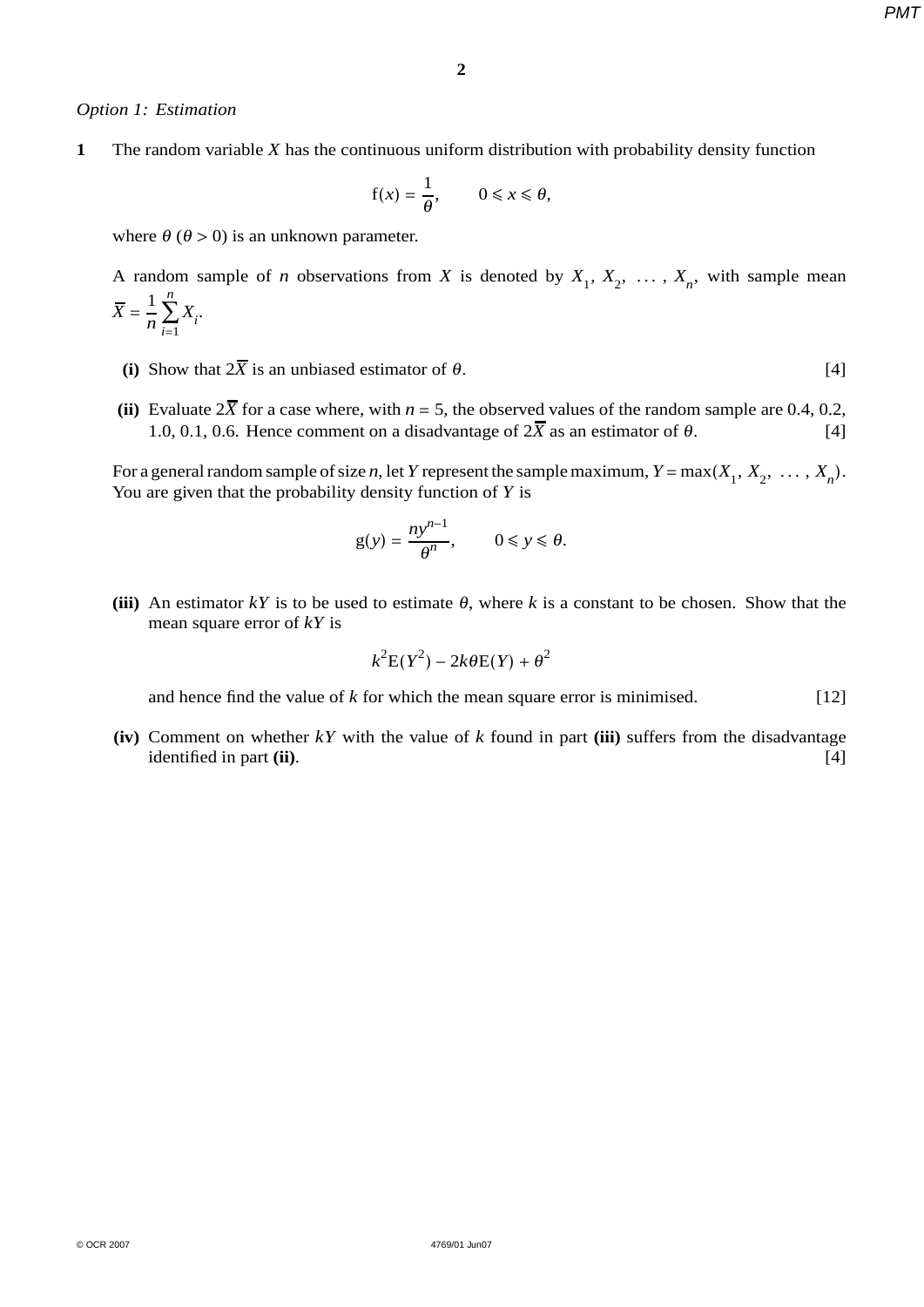*Option 1: Estimation*

**1** The random variable $X$ has the continuous uniform distribution with probability density function

$$f(x) = \frac{1}{\theta}, \qquad 0 \leqslant x \leqslant \theta,$$

where $\theta$ ($\theta > 0$) is an unknown parameter.

A random sample of $n$ observations from $X$ is denoted by $X_1, X_2, \ldots, X_n$, with sample mean $\overline{X} = \frac{1}{n}\sum_{i=1}^{n} X_i$.

**(i)** Show that $2\overline{X}$ is an unbiased estimator of $\theta$. [4]

**(ii)** Evaluate $2\overline{X}$ for a case where, with $n = 5$, the observed values of the random sample are 0.4, 0.2, 1.0, 0.1, 0.6. Hence comment on a disadvantage of $2\overline{X}$ as an estimator of $\theta$. [4]

For a general random sample of size $n$, let $Y$ represent the sample maximum, $Y = \max(X_1, X_2, \ldots, X_n)$. You are given that the probability density function of $Y$ is

$$g(y) = \frac{ny^{n-1}}{\theta^n}, \qquad 0 \leqslant y \leqslant \theta.$$

**(iii)** An estimator $kY$ is to be used to estimate $\theta$, where $k$ is a constant to be chosen. Show that the mean square error of $kY$ is

$$k^2\mathrm{E}(Y^2) - 2k\theta\mathrm{E}(Y) + \theta^2$$

and hence find the value of $k$ for which the mean square error is minimised. [12]

**(iv)** Comment on whether $kY$ with the value of $k$ found in part **(iii)** suffers from the disadvantage identified in part **(ii)**. [4]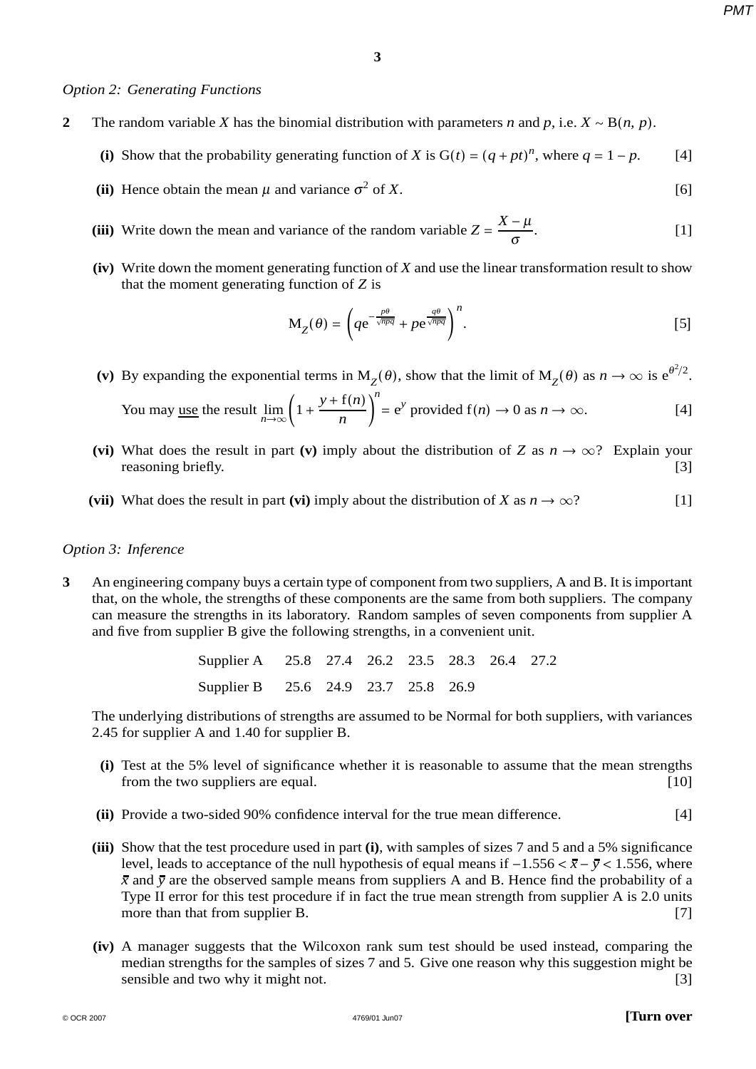*Option 2: Generating Functions*

**2** The random variable $X$ has the binomial distribution with parameters $n$ and $p$, i.e. $X \sim \mathrm{B}(n, p)$.

**(i)** Show that the probability generating function of $X$ is $\mathrm{G}(t) = (q + pt)^n$, where $q = 1 - p$. [4]

**(ii)** Hence obtain the mean $\mu$ and variance $\sigma^2$ of $X$. [6]

**(iii)** Write down the mean and variance of the random variable $Z = \dfrac{X - \mu}{\sigma}$. [1]

**(iv)** Write down the moment generating function of $X$ and use the linear transformation result to show that the moment generating function of $Z$ is

$$\mathrm{M}_Z(\theta) = \left( q\mathrm{e}^{-\frac{p\theta}{\sqrt{npq}}} + p\mathrm{e}^{\frac{q\theta}{\sqrt{npq}}} \right)^n. \qquad [5]$$

**(v)** By expanding the exponential terms in $\mathrm{M}_Z(\theta)$, show that the limit of $\mathrm{M}_Z(\theta)$ as $n \to \infty$ is $\mathrm{e}^{\theta^2/2}$.

You may use the result $\displaystyle\lim_{n\to\infty}\left(1 + \frac{y + \mathrm{f}(n)}{n}\right)^n = \mathrm{e}^y$ provided $\mathrm{f}(n) \to 0$ as $n \to \infty$. [4]

**(vi)** What does the result in part **(v)** imply about the distribution of $Z$ as $n \to \infty$? Explain your reasoning briefly. [3]

**(vii)** What does the result in part **(vi)** imply about the distribution of $X$ as $n \to \infty$? [1]

*Option 3: Inference*

**3** An engineering company buys a certain type of component from two suppliers, A and B. It is important that, on the whole, the strengths of these components are the same from both suppliers. The company can measure the strengths in its laboratory. Random samples of seven components from supplier A and five from supplier B give the following strengths, in a convenient unit.

| | | | | | | | |
|---|---|---|---|---|---|---|---|
| Supplier A | 25.8 | 27.4 | 26.2 | 23.5 | 28.3 | 26.4 | 27.2 |
| Supplier B | 25.6 | 24.9 | 23.7 | 25.8 | 26.9 | | |

The underlying distributions of strengths are assumed to be Normal for both suppliers, with variances 2.45 for supplier A and 1.40 for supplier B.

**(i)** Test at the 5% level of significance whether it is reasonable to assume that the mean strengths from the two suppliers are equal. [10]

**(ii)** Provide a two-sided 90% confidence interval for the true mean difference. [4]

**(iii)** Show that the test procedure used in part **(i)**, with samples of sizes 7 and 5 and a 5% significance level, leads to acceptance of the null hypothesis of equal means if $-1.556 < \bar{x} - \bar{y} < 1.556$, where $\bar{x}$ and $\bar{y}$ are the observed sample means from suppliers A and B. Hence find the probability of a Type II error for this test procedure if in fact the true mean strength from supplier A is 2.0 units more than that from supplier B. [7]

**(iv)** A manager suggests that the Wilcoxon rank sum test should be used instead, comparing the median strengths for the samples of sizes 7 and 5. Give one reason why this suggestion might be sensible and two why it might not. [3]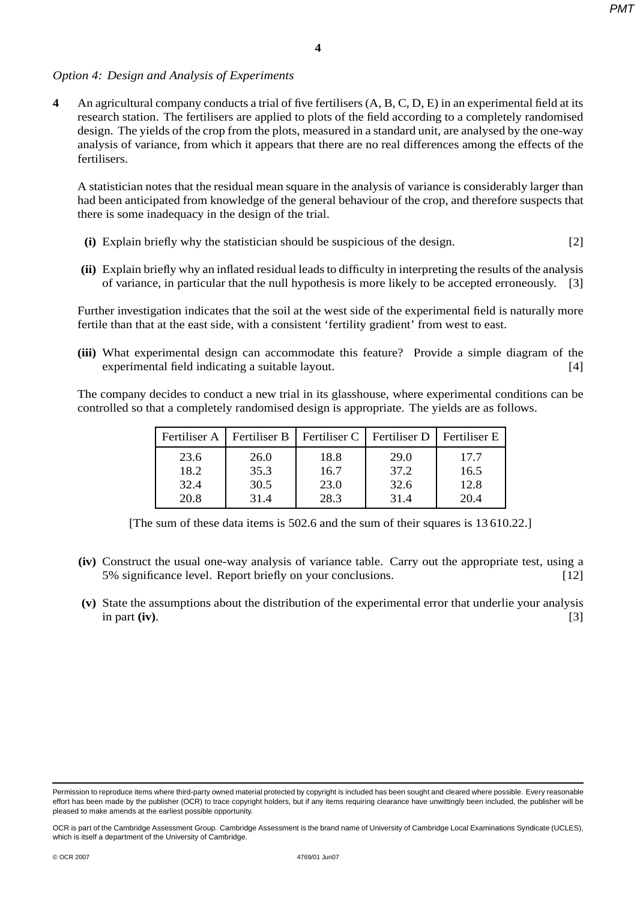*Option 4: Design and Analysis of Experiments*

**4** An agricultural company conducts a trial of five fertilisers (A, B, C, D, E) in an experimental field at its research station. The fertilisers are applied to plots of the field according to a completely randomised design. The yields of the crop from the plots, measured in a standard unit, are analysed by the one-way analysis of variance, from which it appears that there are no real differences among the effects of the fertilisers.

A statistician notes that the residual mean square in the analysis of variance is considerably larger than had been anticipated from knowledge of the general behaviour of the crop, and therefore suspects that there is some inadequacy in the design of the trial.

**(i)** Explain briefly why the statistician should be suspicious of the design. [2]

**(ii)** Explain briefly why an inflated residual leads to difficulty in interpreting the results of the analysis of variance, in particular that the null hypothesis is more likely to be accepted erroneously. [3]

Further investigation indicates that the soil at the west side of the experimental field is naturally more fertile than that at the east side, with a consistent 'fertility gradient' from west to east.

**(iii)** What experimental design can accommodate this feature? Provide a simple diagram of the experimental field indicating a suitable layout. [4]

The company decides to conduct a new trial in its glasshouse, where experimental conditions can be controlled so that a completely randomised design is appropriate. The yields are as follows.

| Fertiliser A | Fertiliser B | Fertiliser C | Fertiliser D | Fertiliser E |
|---|---|---|---|---|
| 23.6 | 26.0 | 18.8 | 29.0 | 17.7 |
| 18.2 | 35.3 | 16.7 | 37.2 | 16.5 |
| 32.4 | 30.5 | 23.0 | 32.6 | 12.8 |
| 20.8 | 31.4 | 28.3 | 31.4 | 20.4 |

[The sum of these data items is 502.6 and the sum of their squares is 13 610.22.]

**(iv)** Construct the usual one-way analysis of variance table. Carry out the appropriate test, using a 5% significance level. Report briefly on your conclusions. [12]

**(v)** State the assumptions about the distribution of the experimental error that underlie your analysis in part **(iv)**. [3]

Permission to reproduce items where third-party owned material protected by copyright is included has been sought and cleared where possible. Every reasonable effort has been made by the publisher (OCR) to trace copyright holders, but if any items requiring clearance have unwittingly been included, the publisher will be pleased to make amends at the earliest possible opportunity.

OCR is part of the Cambridge Assessment Group. Cambridge Assessment is the brand name of University of Cambridge Local Examinations Syndicate (UCLES), which is itself a department of the University of Cambridge.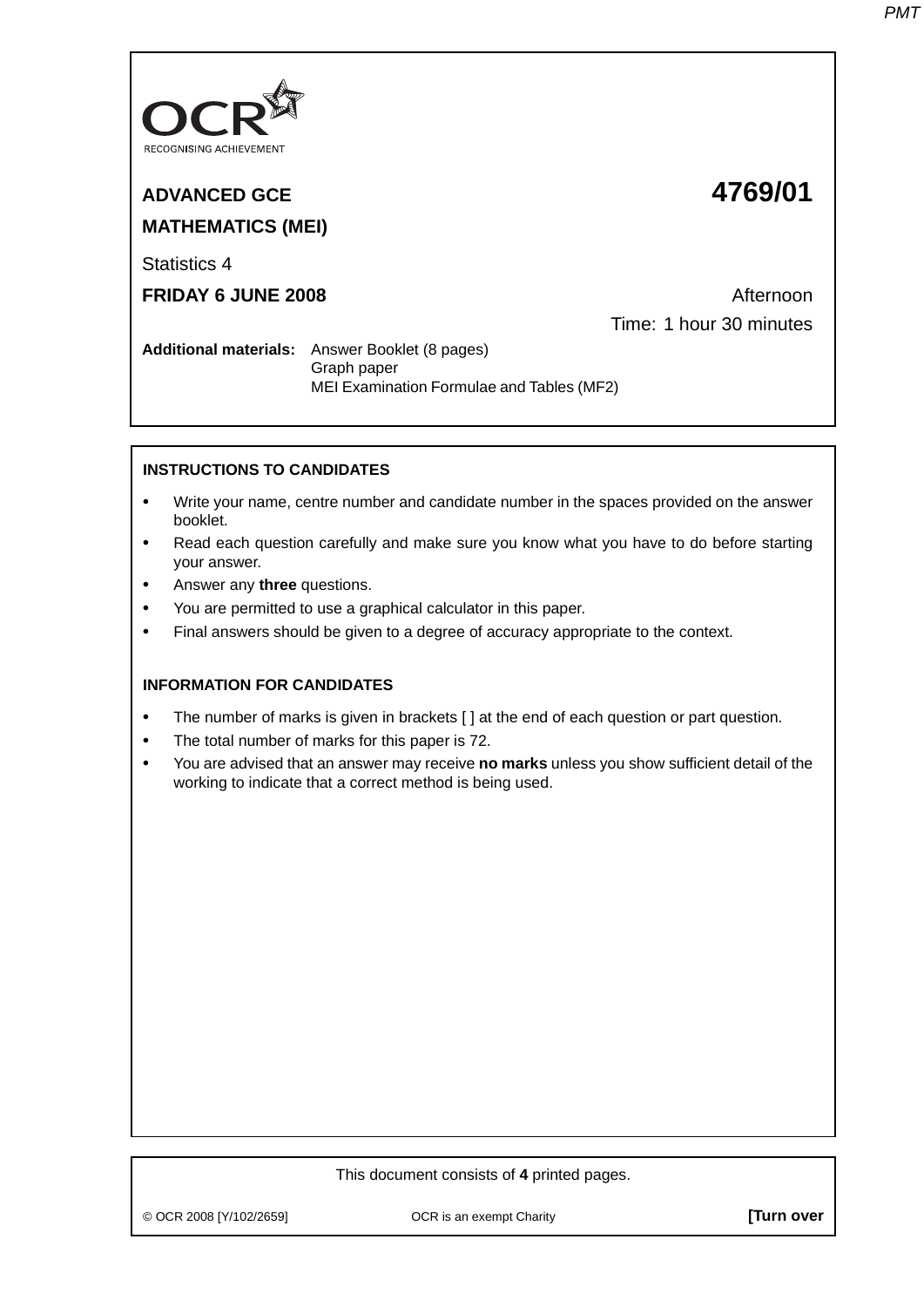# ADVANCED GCE

# MATHEMATICS (MEI)

**4769/01**

Statistics 4

**FRIDAY 6 JUNE 2008**

Afternoon

Time: 1 hour 30 minutes

**Additional materials:** Answer Booklet (8 pages)
Graph paper
MEI Examination Formulae and Tables (MF2)

## INSTRUCTIONS TO CANDIDATES

- Write your name, centre number and candidate number in the spaces provided on the answer booklet.
- Read each question carefully and make sure you know what you have to do before starting your answer.
- Answer any **three** questions.
- You are permitted to use a graphical calculator in this paper.
- Final answers should be given to a degree of accuracy appropriate to the context.

## INFORMATION FOR CANDIDATES

- The number of marks is given in brackets [ ] at the end of each question or part question.
- The total number of marks for this paper is 72.
- You are advised that an answer may receive **no marks** unless you show sufficient detail of the working to indicate that a correct method is being used.

This document consists of **4** printed pages.

© OCR 2008 [Y/102/2659] OCR is an exempt Charity **[Turn over**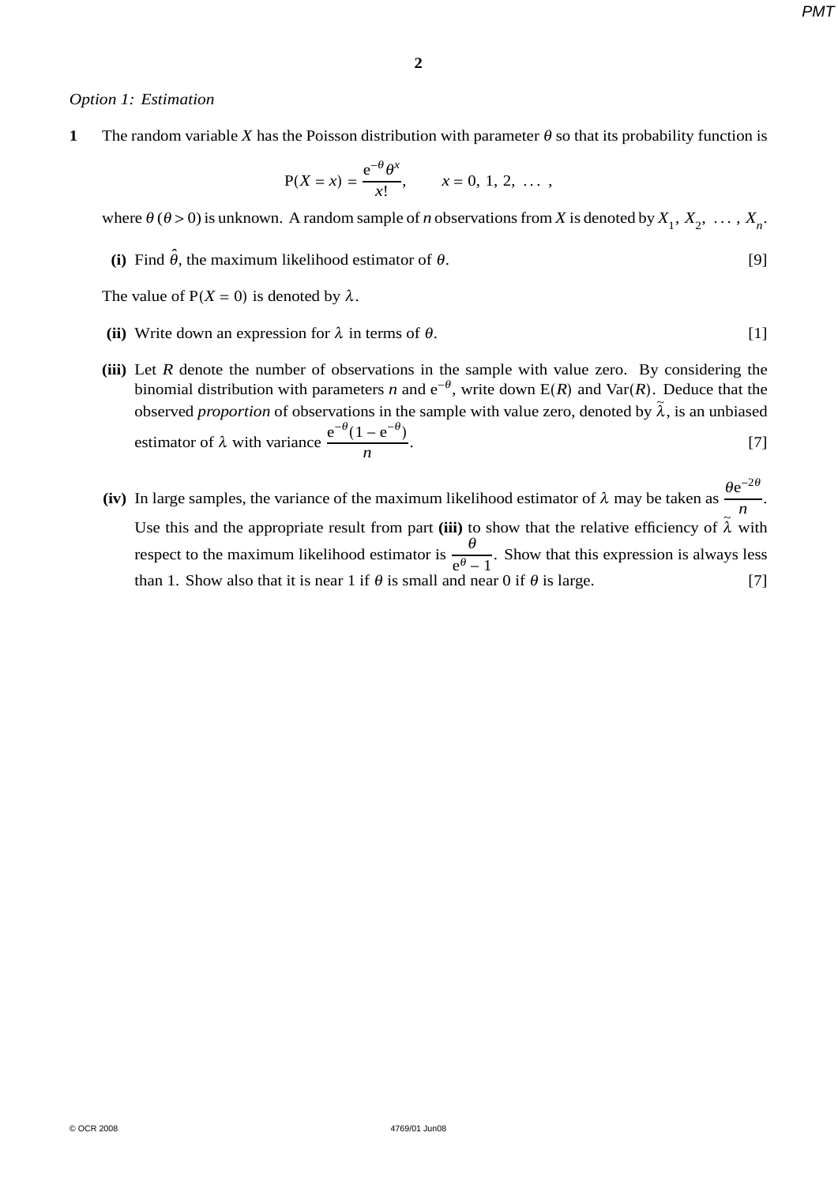*Option 1: Estimation*

**1** The random variable $X$ has the Poisson distribution with parameter $\theta$ so that its probability function is

$$\mathrm{P}(X = x) = \frac{\mathrm{e}^{-\theta}\theta^x}{x!}, \qquad x = 0, 1, 2, \ldots ,$$

where $\theta$ ($\theta > 0$) is unknown. A random sample of $n$ observations from $X$ is denoted by $X_1, X_2, \ldots, X_n$.

**(i)** Find $\hat{\theta}$, the maximum likelihood estimator of $\theta$. [9]

The value of $\mathrm{P}(X = 0)$ is denoted by $\lambda$.

**(ii)** Write down an expression for $\lambda$ in terms of $\theta$. [1]

**(iii)** Let $R$ denote the number of observations in the sample with value zero. By considering the binomial distribution with parameters $n$ and $\mathrm{e}^{-\theta}$, write down $\mathrm{E}(R)$ and $\mathrm{Var}(R)$. Deduce that the observed *proportion* of observations in the sample with value zero, denoted by $\tilde{\lambda}$, is an unbiased estimator of $\lambda$ with variance $\dfrac{\mathrm{e}^{-\theta}(1 - \mathrm{e}^{-\theta})}{n}$. [7]

**(iv)** In large samples, the variance of the maximum likelihood estimator of $\lambda$ may be taken as $\dfrac{\theta \mathrm{e}^{-2\theta}}{n}$. Use this and the appropriate result from part **(iii)** to show that the relative efficiency of $\tilde{\lambda}$ with respect to the maximum likelihood estimator is $\dfrac{\theta}{\mathrm{e}^{\theta} - 1}$. Show that this expression is always less than 1. Show also that it is near 1 if $\theta$ is small and near 0 if $\theta$ is large. [7]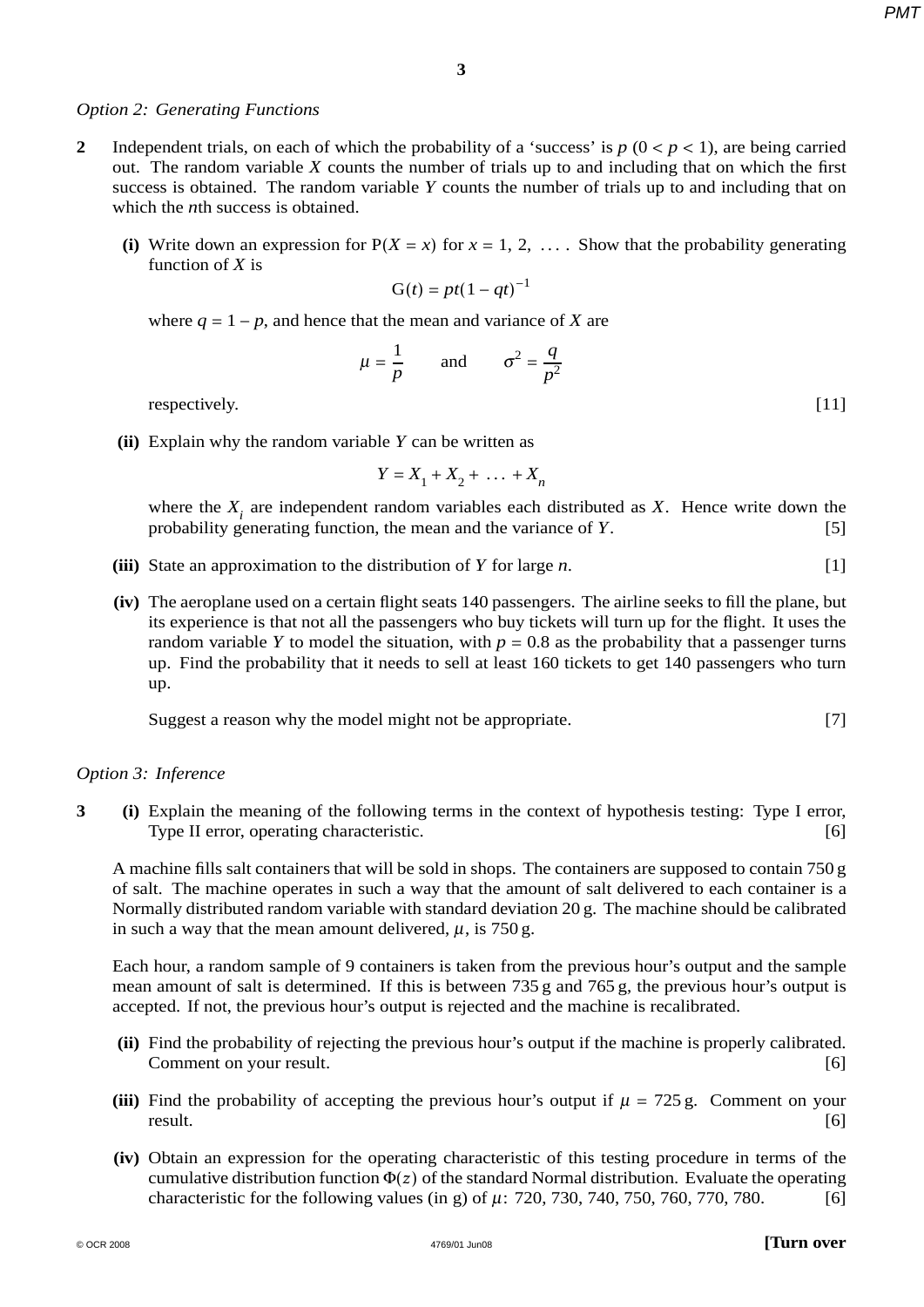*Option 2: Generating Functions*

**2** Independent trials, on each of which the probability of a 'success' is $p$ $(0 < p < 1)$, are being carried out. The random variable $X$ counts the number of trials up to and including that on which the first success is obtained. The random variable $Y$ counts the number of trials up to and including that on which the $n$th success is obtained.

**(i)** Write down an expression for $\mathrm{P}(X = x)$ for $x = 1, 2, \ldots$. Show that the probability generating function of $X$ is

$$\mathrm{G}(t) = pt(1 - qt)^{-1}$$

where $q = 1 - p$, and hence that the mean and variance of $X$ are

$$\mu = \frac{1}{p} \qquad \text{and} \qquad \sigma^2 = \frac{q}{p^2}$$

respectively. [11]

**(ii)** Explain why the random variable $Y$ can be written as

$$Y = X_1 + X_2 + \ldots + X_n$$

where the $X_i$ are independent random variables each distributed as $X$. Hence write down the probability generating function, the mean and the variance of $Y$. [5]

**(iii)** State an approximation to the distribution of $Y$ for large $n$. [1]

**(iv)** The aeroplane used on a certain flight seats 140 passengers. The airline seeks to fill the plane, but its experience is that not all the passengers who buy tickets will turn up for the flight. It uses the random variable $Y$ to model the situation, with $p = 0.8$ as the probability that a passenger turns up. Find the probability that it needs to sell at least 160 tickets to get 140 passengers who turn up.

Suggest a reason why the model might not be appropriate. [7]

*Option 3: Inference*

**3** **(i)** Explain the meaning of the following terms in the context of hypothesis testing: Type I error, Type II error, operating characteristic. [6]

A machine fills salt containers that will be sold in shops. The containers are supposed to contain 750 g of salt. The machine operates in such a way that the amount of salt delivered to each container is a Normally distributed random variable with standard deviation 20 g. The machine should be calibrated in such a way that the mean amount delivered, $\mu$, is 750 g.

Each hour, a random sample of 9 containers is taken from the previous hour's output and the sample mean amount of salt is determined. If this is between 735 g and 765 g, the previous hour's output is accepted. If not, the previous hour's output is rejected and the machine is recalibrated.

**(ii)** Find the probability of rejecting the previous hour's output if the machine is properly calibrated. Comment on your result. [6]

**(iii)** Find the probability of accepting the previous hour's output if $\mu = 725$ g. Comment on your result. [6]

**(iv)** Obtain an expression for the operating characteristic of this testing procedure in terms of the cumulative distribution function $\Phi(z)$ of the standard Normal distribution. Evaluate the operating characteristic for the following values (in g) of $\mu$: 720, 730, 740, 750, 760, 770, 780. [6]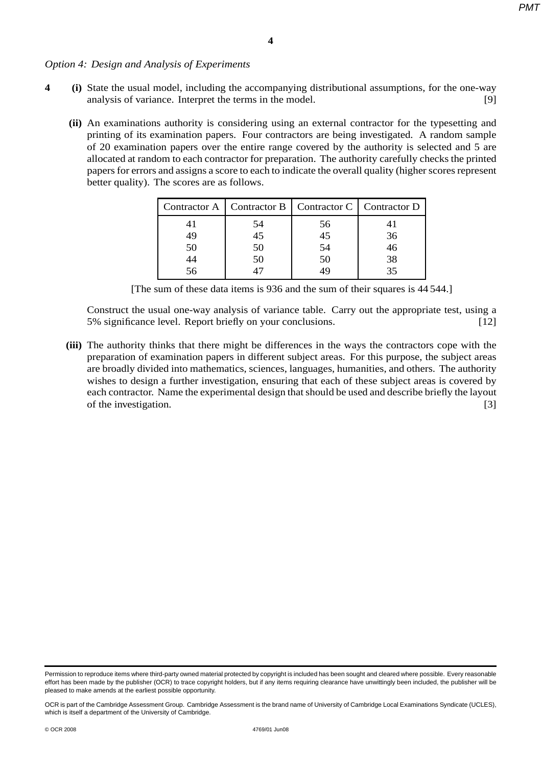*Option 4: Design and Analysis of Experiments*

**4** **(i)** State the usual model, including the accompanying distributional assumptions, for the one-way analysis of variance. Interpret the terms in the model. [9]

**(ii)** An examinations authority is considering using an external contractor for the typesetting and printing of its examination papers. Four contractors are being investigated. A random sample of 20 examination papers over the entire range covered by the authority is selected and 5 are allocated at random to each contractor for preparation. The authority carefully checks the printed papers for errors and assigns a score to each to indicate the overall quality (higher scores represent better quality). The scores are as follows.

| Contractor A | Contractor B | Contractor C | Contractor D |
|---|---|---|---|
| 41 | 54 | 56 | 41 |
| 49 | 45 | 45 | 36 |
| 50 | 50 | 54 | 46 |
| 44 | 50 | 50 | 38 |
| 56 | 47 | 49 | 35 |

[The sum of these data items is 936 and the sum of their squares is 44 544.]

Construct the usual one-way analysis of variance table. Carry out the appropriate test, using a 5% significance level. Report briefly on your conclusions. [12]

**(iii)** The authority thinks that there might be differences in the ways the contractors cope with the preparation of examination papers in different subject areas. For this purpose, the subject areas are broadly divided into mathematics, sciences, languages, humanities, and others. The authority wishes to design a further investigation, ensuring that each of these subject areas is covered by each contractor. Name the experimental design that should be used and describe briefly the layout of the investigation. [3]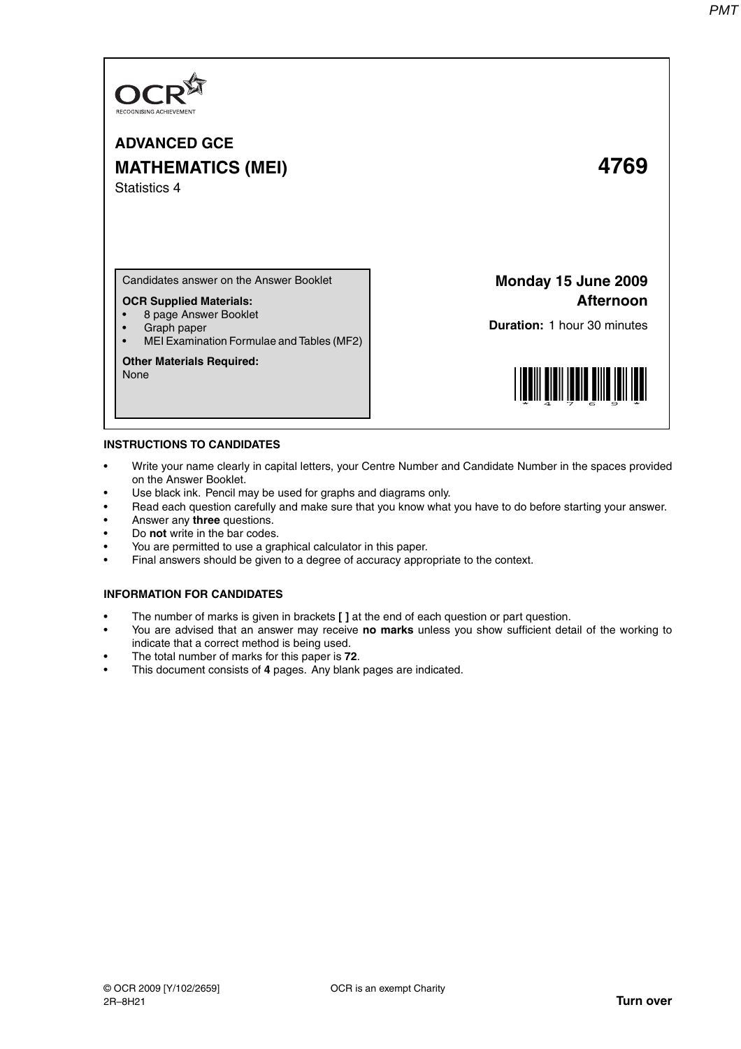**ADVANCED GCE**

**MATHEMATICS (MEI)** **4769**

Statistics 4

Candidates answer on the Answer Booklet

**OCR Supplied Materials:**
- 8 page Answer Booklet
- Graph paper
- MEI Examination Formulae and Tables (MF2)

**Other Materials Required:**
None

**Monday 15 June 2009**
**Afternoon**

**Duration:** 1 hour 30 minutes

**INSTRUCTIONS TO CANDIDATES**

- Write your name clearly in capital letters, your Centre Number and Candidate Number in the spaces provided on the Answer Booklet.
- Use black ink. Pencil may be used for graphs and diagrams only.
- Read each question carefully and make sure that you know what you have to do before starting your answer.
- Answer any **three** questions.
- Do **not** write in the bar codes.
- You are permitted to use a graphical calculator in this paper.
- Final answers should be given to a degree of accuracy appropriate to the context.

**INFORMATION FOR CANDIDATES**

- The number of marks is given in brackets [ ] at the end of each question or part question.
- You are advised that an answer may receive **no marks** unless you show sufficient detail of the working to indicate that a correct method is being used.
- The total number of marks for this paper is **72**.
- This document consists of **4** pages. Any blank pages are indicated.

© OCR 2009 [Y/102/2659] OCR is an exempt Charity
2R–8H21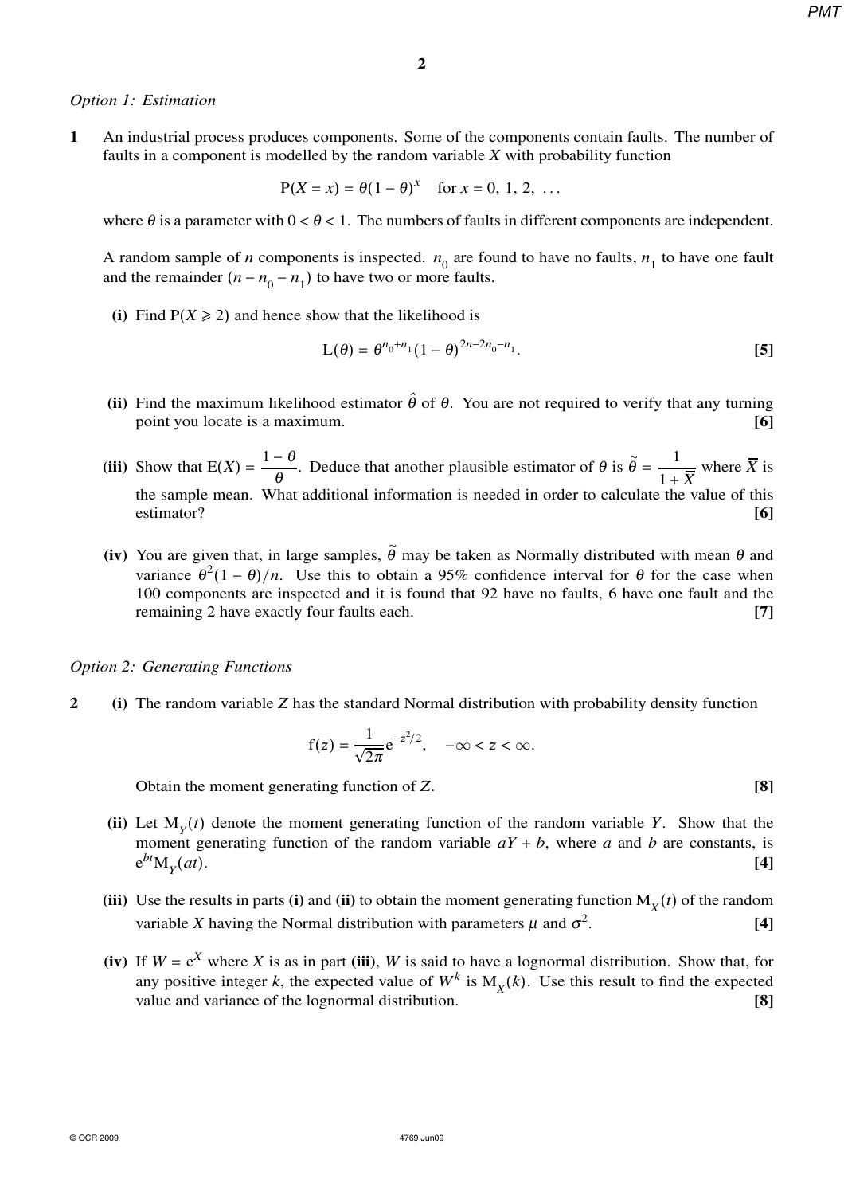*Option 1: Estimation*

**1** An industrial process produces components. Some of the components contain faults. The number of faults in a component is modelled by the random variable $X$ with probability function

$$\mathrm{P}(X = x) = \theta(1 - \theta)^x \quad \text{for } x = 0, 1, 2, \ \ldots$$

where $\theta$ is a parameter with $0 < \theta < 1$. The numbers of faults in different components are independent.

A random sample of $n$ components is inspected. $n_0$ are found to have no faults, $n_1$ to have one fault and the remainder $(n - n_0 - n_1)$ to have two or more faults.

**(i)** Find $\mathrm{P}(X \geqslant 2)$ and hence show that the likelihood is

$$\mathrm{L}(\theta) = \theta^{n_0+n_1}(1 - \theta)^{2n-2n_0-n_1}. \qquad \textbf{[5]}$$

**(ii)** Find the maximum likelihood estimator $\hat{\theta}$ of $\theta$. You are not required to verify that any turning point you locate is a maximum. **[6]**

**(iii)** Show that $\mathrm{E}(X) = \dfrac{1-\theta}{\theta}$. Deduce that another plausible estimator of $\theta$ is $\tilde{\theta} = \dfrac{1}{1+\overline{X}}$ where $\overline{X}$ is the sample mean. What additional information is needed in order to calculate the value of this estimator? **[6]**

**(iv)** You are given that, in large samples, $\tilde{\theta}$ may be taken as Normally distributed with mean $\theta$ and variance $\theta^2(1 - \theta)/n$. Use this to obtain a 95% confidence interval for $\theta$ for the case when 100 components are inspected and it is found that 92 have no faults, 6 have one fault and the remaining 2 have exactly four faults each. **[7]**

*Option 2: Generating Functions*

**2** **(i)** The random variable $Z$ has the standard Normal distribution with probability density function

$$\mathrm{f}(z) = \frac{1}{\sqrt{2\pi}}\mathrm{e}^{-z^2/2}, \quad -\infty < z < \infty.$$

Obtain the moment generating function of $Z$. **[8]**

**(ii)** Let $\mathrm{M}_Y(t)$ denote the moment generating function of the random variable $Y$. Show that the moment generating function of the random variable $aY + b$, where $a$ and $b$ are constants, is $\mathrm{e}^{bt}\mathrm{M}_Y(at)$. **[4]**

**(iii)** Use the results in parts **(i)** and **(ii)** to obtain the moment generating function $\mathrm{M}_X(t)$ of the random variable $X$ having the Normal distribution with parameters $\mu$ and $\sigma^2$. **[4]**

**(iv)** If $W = \mathrm{e}^X$ where $X$ is as in part **(iii)**, $W$ is said to have a lognormal distribution. Show that, for any positive integer $k$, the expected value of $W^k$ is $\mathrm{M}_X(k)$. Use this result to find the expected value and variance of the lognormal distribution. **[8]**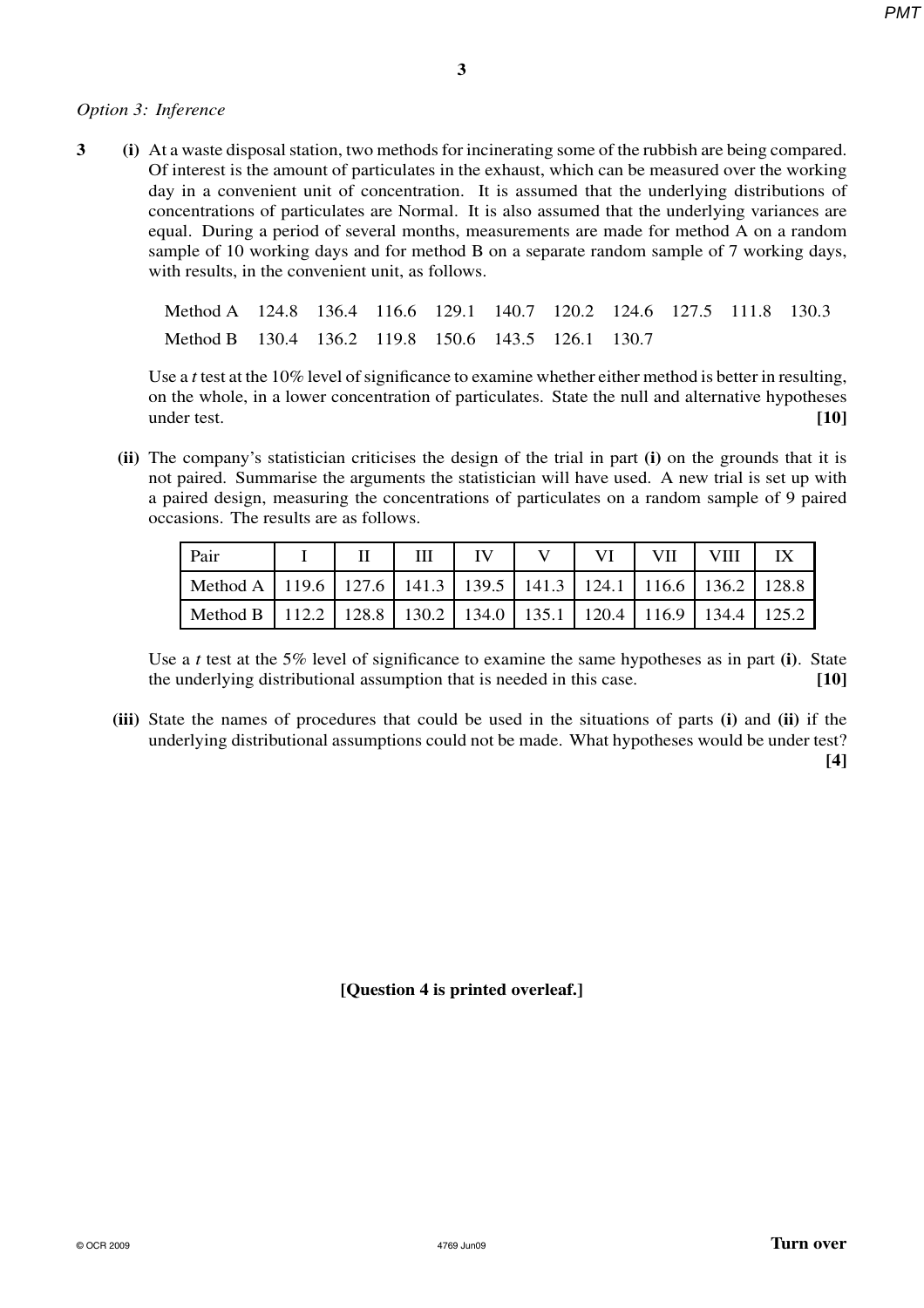*Option 3: Inference*

**3** **(i)** At a waste disposal station, two methods for incinerating some of the rubbish are being compared. Of interest is the amount of particulates in the exhaust, which can be measured over the working day in a convenient unit of concentration. It is assumed that the underlying distributions of concentrations of particulates are Normal. It is also assumed that the underlying variances are equal. During a period of several months, measurements are made for method A on a random sample of 10 working days and for method B on a separate random sample of 7 working days, with results, in the convenient unit, as follows.

| | | | | | | | | | | |
|---|---|---|---|---|---|---|---|---|---|---|
| Method A | 124.8 | 136.4 | 116.6 | 129.1 | 140.7 | 120.2 | 124.6 | 127.5 | 111.8 | 130.3 |
| Method B | 130.4 | 136.2 | 119.8 | 150.6 | 143.5 | 126.1 | 130.7 | | | |

Use a *t* test at the 10% level of significance to examine whether either method is better in resulting, on the whole, in a lower concentration of particulates. State the null and alternative hypotheses under test. **[10]**

**(ii)** The company's statistician criticises the design of the trial in part **(i)** on the grounds that it is not paired. Summarise the arguments the statistician will have used. A new trial is set up with a paired design, measuring the concentrations of particulates on a random sample of 9 paired occasions. The results are as follows.

| Pair | I | II | III | IV | V | VI | VII | VIII | IX |
|---|---|---|---|---|---|---|---|---|---|
| Method A | 119.6 | 127.6 | 141.3 | 139.5 | 141.3 | 124.1 | 116.6 | 136.2 | 128.8 |
| Method B | 112.2 | 128.8 | 130.2 | 134.0 | 135.1 | 120.4 | 116.9 | 134.4 | 125.2 |

Use a *t* test at the 5% level of significance to examine the same hypotheses as in part **(i)**. State the underlying distributional assumption that is needed in this case. **[10]**

**(iii)** State the names of procedures that could be used in the situations of parts **(i)** and **(ii)** if the underlying distributional assumptions could not be made. What hypotheses would be under test? **[4]**

**[Question 4 is printed overleaf.]**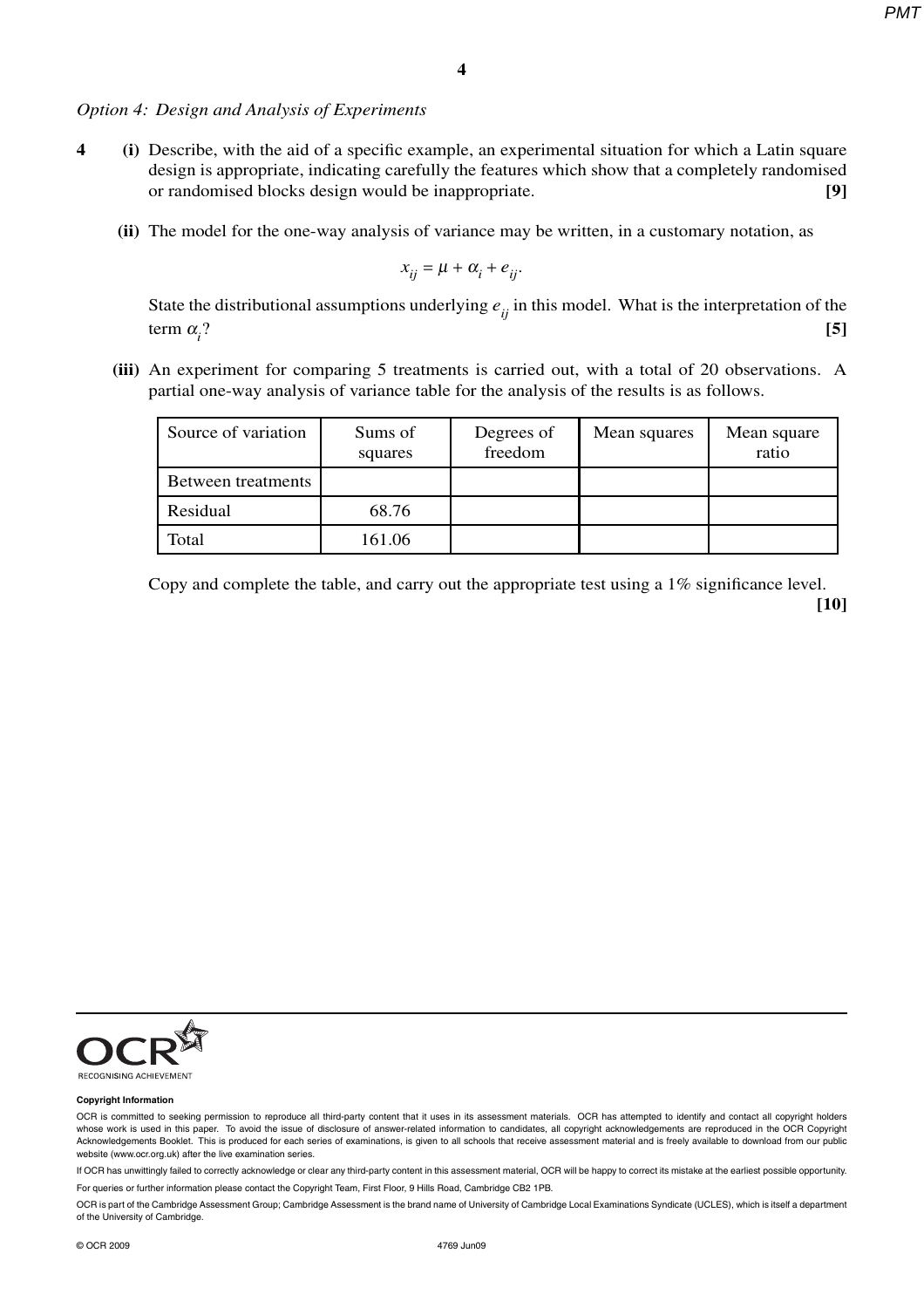*Option 4: Design and Analysis of Experiments*

**4** **(i)** Describe, with the aid of a specific example, an experimental situation for which a Latin square design is appropriate, indicating carefully the features which show that a completely randomised or randomised blocks design would be inappropriate. **[9]**

**(ii)** The model for the one-way analysis of variance may be written, in a customary notation, as

$$x_{ij} = \mu + \alpha_i + e_{ij}.$$

State the distributional assumptions underlying $e_{ij}$ in this model. What is the interpretation of the term $\alpha_i$? **[5]**

**(iii)** An experiment for comparing 5 treatments is carried out, with a total of 20 observations. A partial one-way analysis of variance table for the analysis of the results is as follows.

| Source of variation | Sums of squares | Degrees of freedom | Mean squares | Mean square ratio |
|---|---|---|---|---|
| Between treatments | | | | |
| Residual | 68.76 | | | |
| Total | 161.06 | | | |

Copy and complete the table, and carry out the appropriate test using a 1% significance level. **[10]**

**Copyright Information**

OCR is committed to seeking permission to reproduce all third-party content that it uses in its assessment materials. OCR has attempted to identify and contact all copyright holders whose work is used in this paper. To avoid the issue of disclosure of answer-related information to candidates, all copyright acknowledgements are reproduced in the OCR Copyright Acknowledgements Booklet. This is produced for each series of examinations, is given to all schools that receive assessment material and is freely available to download from our public website (www.ocr.org.uk) after the live examination series.

If OCR has unwittingly failed to correctly acknowledge or clear any third-party content in this assessment material, OCR will be happy to correct its mistake at the earliest possible opportunity.

For queries or further information please contact the Copyright Team, First Floor, 9 Hills Road, Cambridge CB2 1PB.

OCR is part of the Cambridge Assessment Group; Cambridge Assessment is the brand name of University of Cambridge Local Examinations Syndicate (UCLES), which is itself a department of the University of Cambridge.

© OCR 2009 4769 Jun09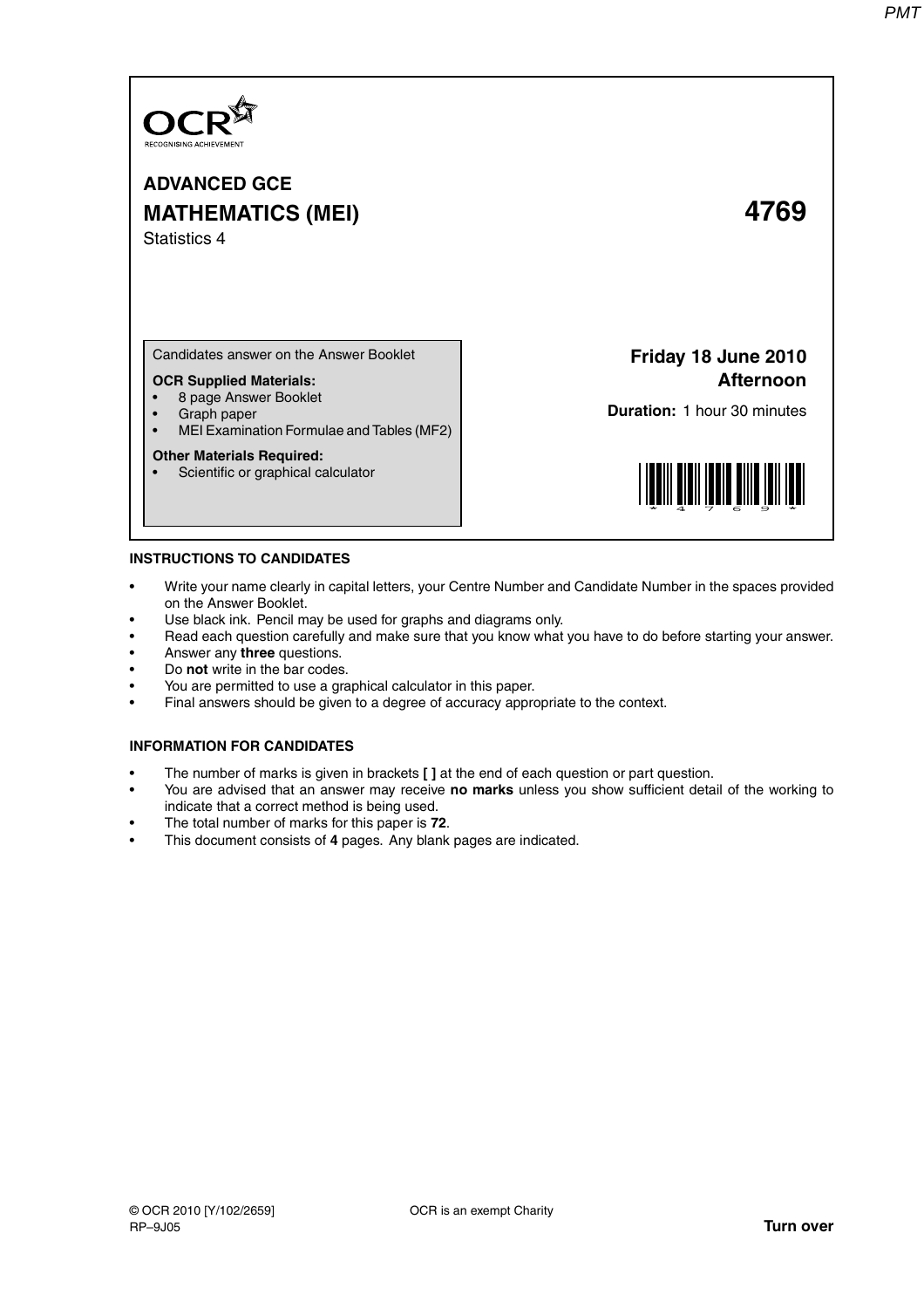**OCR**
RECOGNISING ACHIEVEMENT

**ADVANCED GCE**

**MATHEMATICS (MEI)** **4769**

Statistics 4

Candidates answer on the Answer Booklet

**OCR Supplied Materials:**
- 8 page Answer Booklet
- Graph paper
- MEI Examination Formulae and Tables (MF2)

**Other Materials Required:**
- Scientific or graphical calculator

**Friday 18 June 2010**
**Afternoon**

**Duration:** 1 hour 30 minutes

**INSTRUCTIONS TO CANDIDATES**

- Write your name clearly in capital letters, your Centre Number and Candidate Number in the spaces provided on the Answer Booklet.
- Use black ink. Pencil may be used for graphs and diagrams only.
- Read each question carefully and make sure that you know what you have to do before starting your answer.
- Answer any **three** questions.
- Do **not** write in the bar codes.
- You are permitted to use a graphical calculator in this paper.
- Final answers should be given to a degree of accuracy appropriate to the context.

**INFORMATION FOR CANDIDATES**

- The number of marks is given in brackets **[ ]** at the end of each question or part question.
- You are advised that an answer may receive **no marks** unless you show sufficient detail of the working to indicate that a correct method is being used.
- The total number of marks for this paper is **72**.
- This document consists of **4** pages. Any blank pages are indicated.

© OCR 2010 [Y/102/2659]
RP–9J05

OCR is an exempt Charity

**Turn over**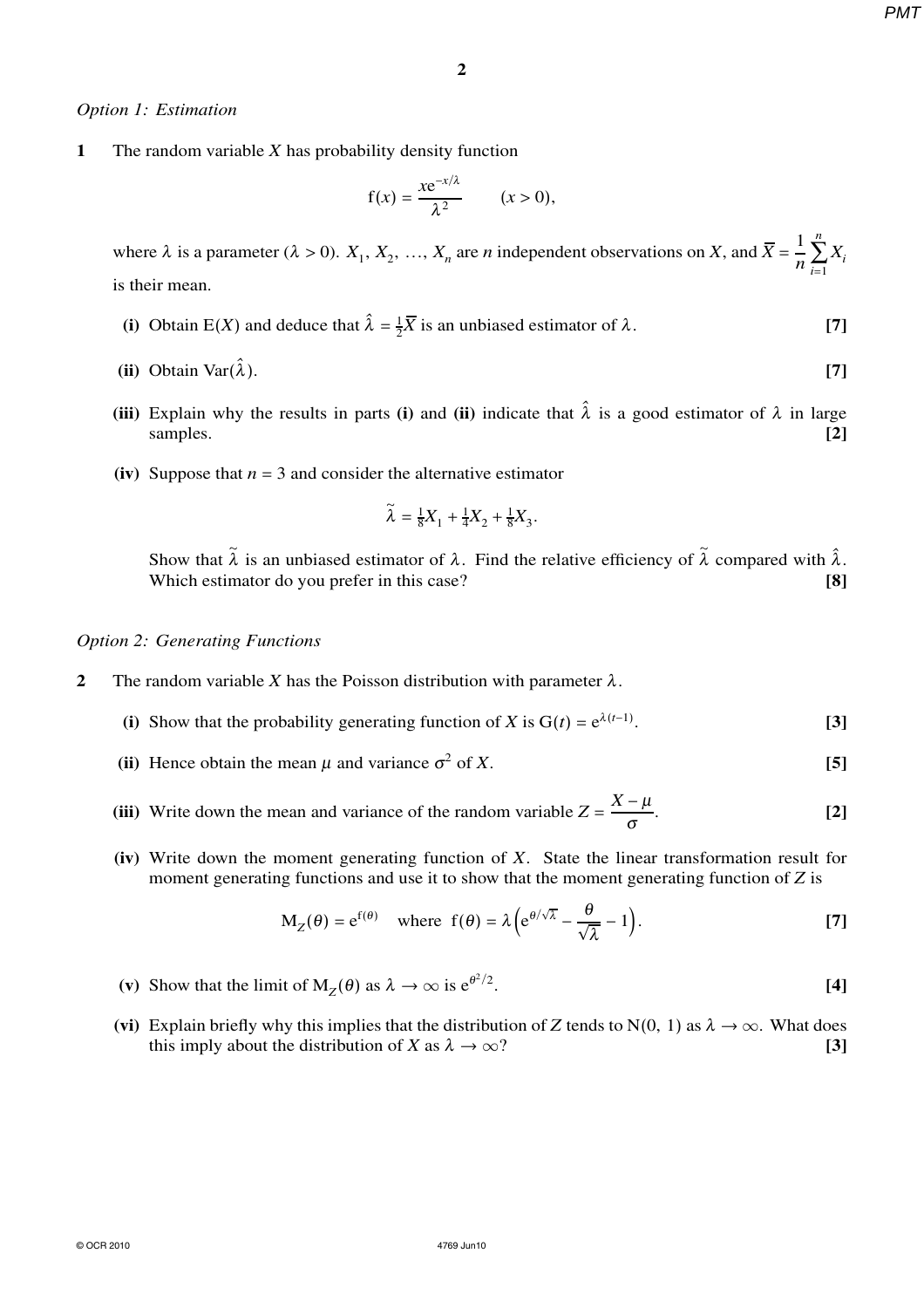*Option 1: Estimation*

**1** The random variable $X$ has probability density function

$$f(x) = \frac{xe^{-x/\lambda}}{\lambda^2} \qquad (x > 0),$$

where $\lambda$ is a parameter ($\lambda > 0$). $X_1, X_2, \ldots, X_n$ are $n$ independent observations on $X$, and $\overline{X} = \frac{1}{n}\sum_{i=1}^{n} X_i$ is their mean.

**(i)** Obtain $E(X)$ and deduce that $\hat{\lambda} = \frac{1}{2}\overline{X}$ is an unbiased estimator of $\lambda$. **[7]**

**(ii)** Obtain $\text{Var}(\hat{\lambda})$. **[7]**

**(iii)** Explain why the results in parts **(i)** and **(ii)** indicate that $\hat{\lambda}$ is a good estimator of $\lambda$ in large samples. **[2]**

**(iv)** Suppose that $n = 3$ and consider the alternative estimator

$$\tilde{\lambda} = \tfrac{1}{8}X_1 + \tfrac{1}{4}X_2 + \tfrac{1}{8}X_3.$$

Show that $\tilde{\lambda}$ is an unbiased estimator of $\lambda$. Find the relative efficiency of $\tilde{\lambda}$ compared with $\hat{\lambda}$. Which estimator do you prefer in this case? **[8]**

*Option 2: Generating Functions*

**2** The random variable $X$ has the Poisson distribution with parameter $\lambda$.

**(i)** Show that the probability generating function of $X$ is $G(t) = e^{\lambda(t-1)}$. **[3]**

**(ii)** Hence obtain the mean $\mu$ and variance $\sigma^2$ of $X$. **[5]**

**(iii)** Write down the mean and variance of the random variable $Z = \dfrac{X - \mu}{\sigma}$. **[2]**

**(iv)** Write down the moment generating function of $X$. State the linear transformation result for moment generating functions and use it to show that the moment generating function of $Z$ is

$$M_Z(\theta) = e^{f(\theta)} \quad \text{where } f(\theta) = \lambda\left(e^{\theta/\sqrt{\lambda}} - \frac{\theta}{\sqrt{\lambda}} - 1\right).$$ **[7]**

**(v)** Show that the limit of $M_Z(\theta)$ as $\lambda \to \infty$ is $e^{\theta^2/2}$. **[4]**

**(vi)** Explain briefly why this implies that the distribution of $Z$ tends to $N(0, 1)$ as $\lambda \to \infty$. What does this imply about the distribution of $X$ as $\lambda \to \infty$? **[3]**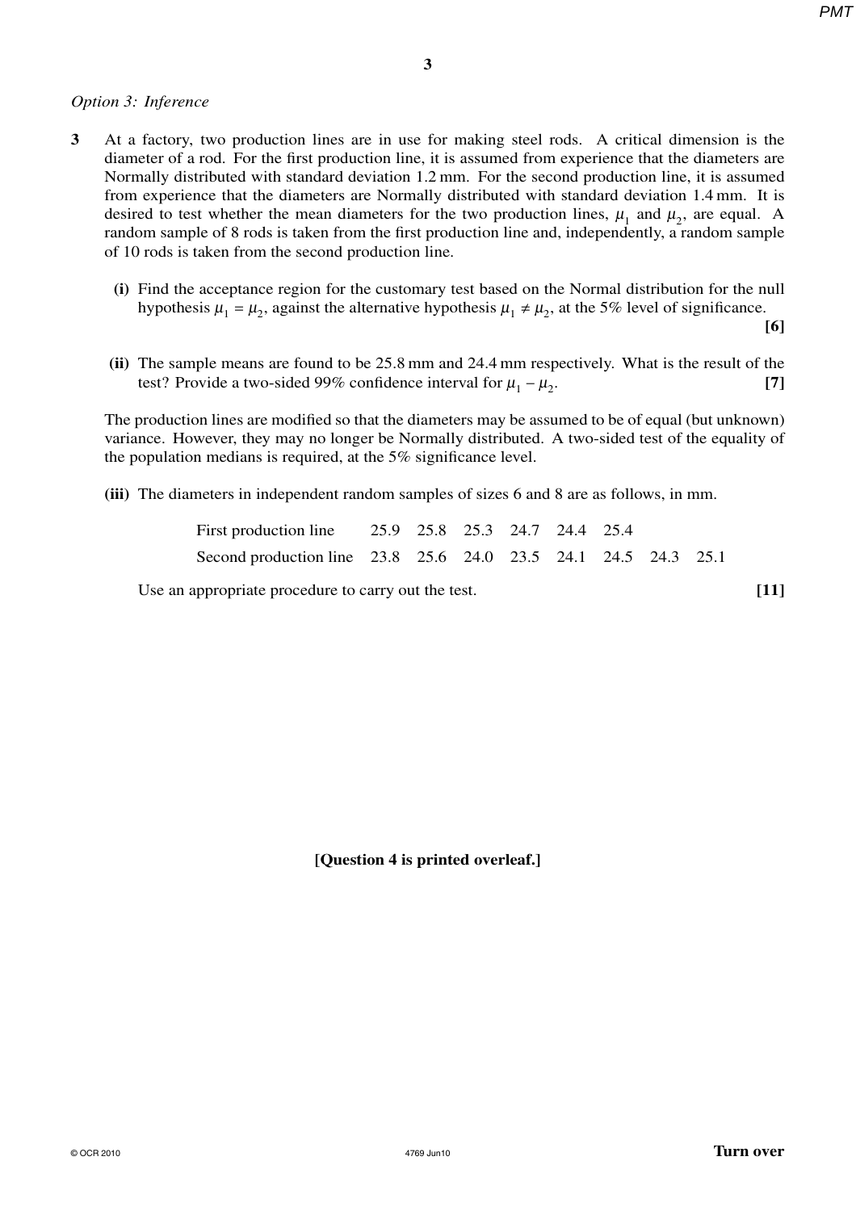*Option 3: Inference*

**3** At a factory, two production lines are in use for making steel rods. A critical dimension is the diameter of a rod. For the first production line, it is assumed from experience that the diameters are Normally distributed with standard deviation 1.2 mm. For the second production line, it is assumed from experience that the diameters are Normally distributed with standard deviation 1.4 mm. It is desired to test whether the mean diameters for the two production lines, $\mu_1$ and $\mu_2$, are equal. A random sample of 8 rods is taken from the first production line and, independently, a random sample of 10 rods is taken from the second production line.

**(i)** Find the acceptance region for the customary test based on the Normal distribution for the null hypothesis $\mu_1 = \mu_2$, against the alternative hypothesis $\mu_1 \neq \mu_2$, at the 5% level of significance. **[6]**

**(ii)** The sample means are found to be 25.8 mm and 24.4 mm respectively. What is the result of the test? Provide a two-sided 99% confidence interval for $\mu_1 - \mu_2$. **[7]**

The production lines are modified so that the diameters may be assumed to be of equal (but unknown) variance. However, they may no longer be Normally distributed. A two-sided test of the equality of the population medians is required, at the 5% significance level.

**(iii)** The diameters in independent random samples of sizes 6 and 8 are as follows, in mm.

| | | | | | | | | |
|---|---|---|---|---|---|---|---|---|
| First production line | 25.9 | 25.8 | 25.3 | 24.7 | 24.4 | 25.4 | | |
| Second production line | 23.8 | 25.6 | 24.0 | 23.5 | 24.1 | 24.5 | 24.3 | 25.1 |

Use an appropriate procedure to carry out the test. **[11]**

**[Question 4 is printed overleaf.]**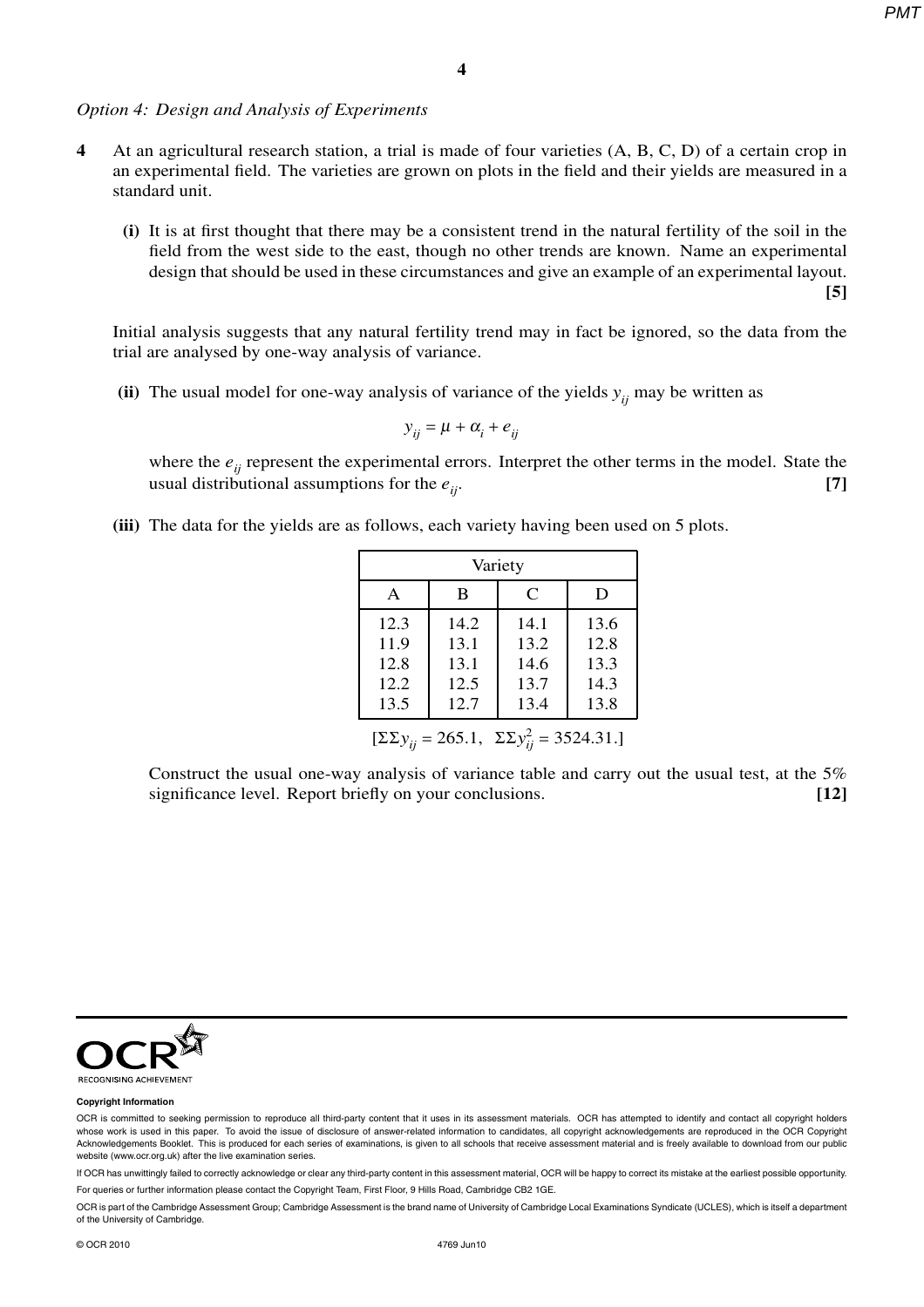*Option 4: Design and Analysis of Experiments*

**4** At an agricultural research station, a trial is made of four varieties (A, B, C, D) of a certain crop in an experimental field. The varieties are grown on plots in the field and their yields are measured in a standard unit.

**(i)** It is at first thought that there may be a consistent trend in the natural fertility of the soil in the field from the west side to the east, though no other trends are known. Name an experimental design that should be used in these circumstances and give an example of an experimental layout. **[5]**

Initial analysis suggests that any natural fertility trend may in fact be ignored, so the data from the trial are analysed by one-way analysis of variance.

**(ii)** The usual model for one-way analysis of variance of the yields $y_{ij}$ may be written as

$$y_{ij} = \mu + \alpha_i + e_{ij}$$

where the $e_{ij}$ represent the experimental errors. Interpret the other terms in the model. State the usual distributional assumptions for the $e_{ij}$. **[7]**

**(iii)** The data for the yields are as follows, each variety having been used on 5 plots.

| Variety | | | |
|---|---|---|---|
| A | B | C | D |
| 12.3 | 14.2 | 14.1 | 13.6 |
| 11.9 | 13.1 | 13.2 | 12.8 |
| 12.8 | 13.1 | 14.6 | 13.3 |
| 12.2 | 12.5 | 13.7 | 14.3 |
| 13.5 | 12.7 | 13.4 | 13.8 |

[$\Sigma\Sigma y_{ij} = 265.1$, $\Sigma\Sigma y_{ij}^2 = 3524.31$.]

Construct the usual one-way analysis of variance table and carry out the usual test, at the 5% significance level. Report briefly on your conclusions. **[12]**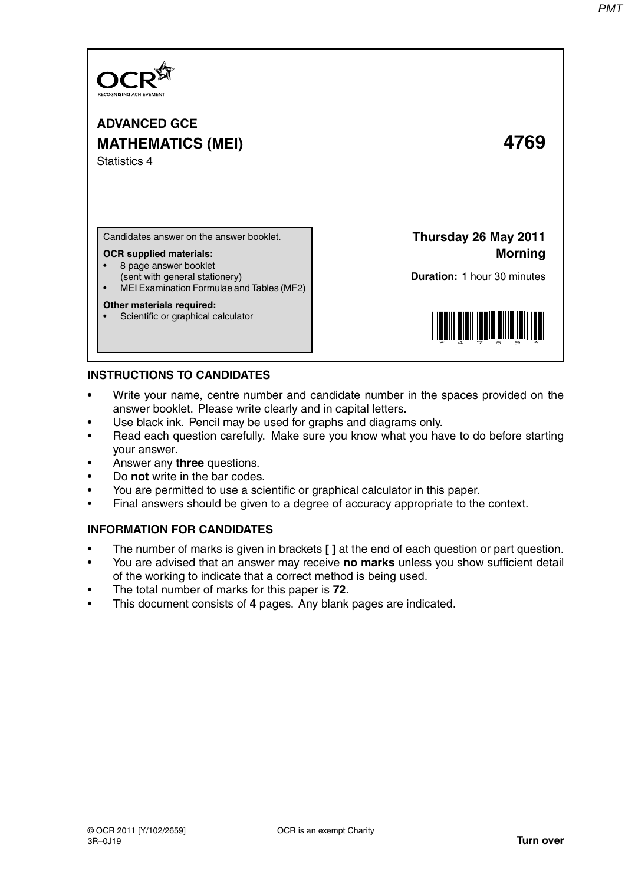**ADVANCED GCE**

**MATHEMATICS (MEI)** **4769**

Statistics 4

Candidates answer on the answer booklet.

**OCR supplied materials:**

- 8 page answer booklet (sent with general stationery)
- MEI Examination Formulae and Tables (MF2)

**Other materials required:**

- Scientific or graphical calculator

**Thursday 26 May 2011**
**Morning**

**Duration:** 1 hour 30 minutes

## INSTRUCTIONS TO CANDIDATES

- Write your name, centre number and candidate number in the spaces provided on the answer booklet. Please write clearly and in capital letters.
- Use black ink. Pencil may be used for graphs and diagrams only.
- Read each question carefully. Make sure you know what you have to do before starting your answer.
- Answer any **three** questions.
- Do **not** write in the bar codes.
- You are permitted to use a scientific or graphical calculator in this paper.
- Final answers should be given to a degree of accuracy appropriate to the context.

## INFORMATION FOR CANDIDATES

- The number of marks is given in brackets **[ ]** at the end of each question or part question.
- You are advised that an answer may receive **no marks** unless you show sufficient detail of the working to indicate that a correct method is being used.
- The total number of marks for this paper is **72**.
- This document consists of **4** pages. Any blank pages are indicated.

© OCR 2011 [Y/102/2659] OCR is an exempt Charity
3R–0J19 **Turn over**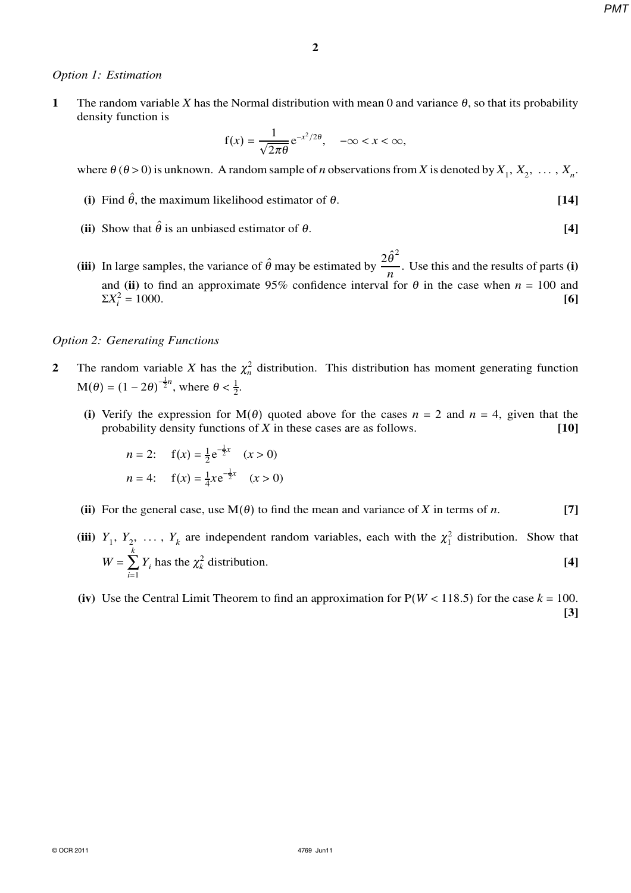*Option 1: Estimation*

**1** The random variable $X$ has the Normal distribution with mean 0 and variance $\theta$, so that its probability density function is

$$f(x) = \frac{1}{\sqrt{2\pi\theta}} e^{-x^2/2\theta}, \quad -\infty < x < \infty,$$

where $\theta$ ($\theta > 0$) is unknown. A random sample of $n$ observations from $X$ is denoted by $X_1, X_2, \ldots, X_n$.

**(i)** Find $\hat{\theta}$, the maximum likelihood estimator of $\theta$. **[14]**

**(ii)** Show that $\hat{\theta}$ is an unbiased estimator of $\theta$. **[4]**

**(iii)** In large samples, the variance of $\hat{\theta}$ may be estimated by $\dfrac{2\hat{\theta}^2}{n}$. Use this and the results of parts **(i)** and **(ii)** to find an approximate 95% confidence interval for $\theta$ in the case when $n = 100$ and $\Sigma X_i^2 = 1000$. **[6]**

*Option 2: Generating Functions*

**2** The random variable $X$ has the $\chi_n^2$ distribution. This distribution has moment generating function $M(\theta) = (1 - 2\theta)^{-\frac{1}{2}n}$, where $\theta < \frac{1}{2}$.

**(i)** Verify the expression for $M(\theta)$ quoted above for the cases $n = 2$ and $n = 4$, given that the probability density functions of $X$ in these cases are as follows. **[10]**

$n = 2$: $\quad f(x) = \frac{1}{2}e^{-\frac{1}{2}x} \quad (x > 0)$

$n = 4$: $\quad f(x) = \frac{1}{4}xe^{-\frac{1}{2}x} \quad (x > 0)$

**(ii)** For the general case, use $M(\theta)$ to find the mean and variance of $X$ in terms of $n$. **[7]**

**(iii)** $Y_1, Y_2, \ldots, Y_k$ are independent random variables, each with the $\chi_1^2$ distribution. Show that $W = \sum_{i=1}^{k} Y_i$ has the $\chi_k^2$ distribution. **[4]**

**(iv)** Use the Central Limit Theorem to find an approximation for $P(W < 118.5)$ for the case $k = 100$. **[3]**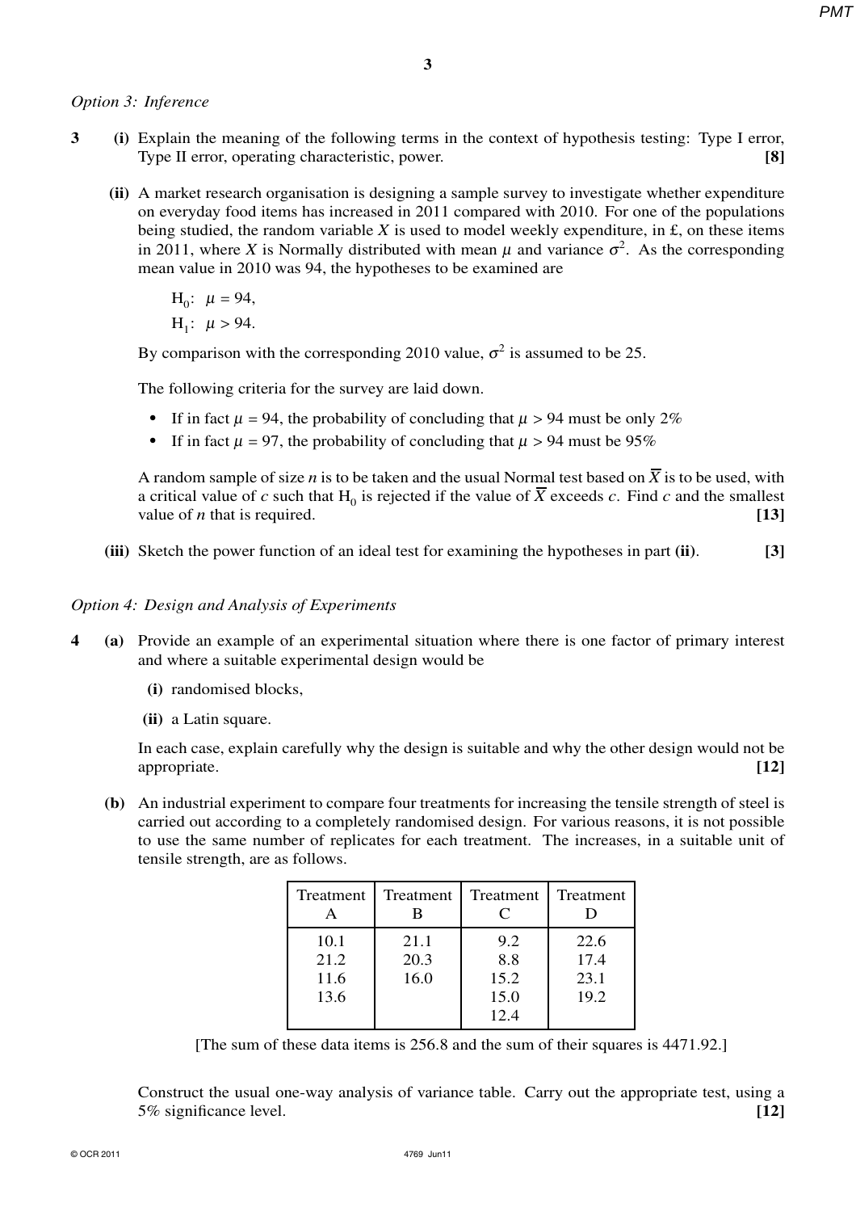*Option 3: Inference*

**3** **(i)** Explain the meaning of the following terms in the context of hypothesis testing: Type I error, Type II error, operating characteristic, power. **[8]**

**(ii)** A market research organisation is designing a sample survey to investigate whether expenditure on everyday food items has increased in 2011 compared with 2010. For one of the populations being studied, the random variable $X$ is used to model weekly expenditure, in £, on these items in 2011, where $X$ is Normally distributed with mean $\mu$ and variance $\sigma^2$. As the corresponding mean value in 2010 was 94, the hypotheses to be examined are

$H_0$: $\mu = 94$,

$H_1$: $\mu > 94$.

By comparison with the corresponding 2010 value, $\sigma^2$ is assumed to be 25.

The following criteria for the survey are laid down.

- If in fact $\mu = 94$, the probability of concluding that $\mu > 94$ must be only 2%
- If in fact $\mu = 97$, the probability of concluding that $\mu > 94$ must be 95%

A random sample of size $n$ is to be taken and the usual Normal test based on $\overline{X}$ is to be used, with a critical value of $c$ such that $H_0$ is rejected if the value of $\overline{X}$ exceeds $c$. Find $c$ and the smallest value of $n$ that is required. **[13]**

**(iii)** Sketch the power function of an ideal test for examining the hypotheses in part **(ii)**. **[3]**

*Option 4: Design and Analysis of Experiments*

**4** **(a)** Provide an example of an experimental situation where there is one factor of primary interest and where a suitable experimental design would be

**(i)** randomised blocks,

**(ii)** a Latin square.

In each case, explain carefully why the design is suitable and why the other design would not be appropriate. **[12]**

**(b)** An industrial experiment to compare four treatments for increasing the tensile strength of steel is carried out according to a completely randomised design. For various reasons, it is not possible to use the same number of replicates for each treatment. The increases, in a suitable unit of tensile strength, are as follows.

| Treatment A | Treatment B | Treatment C | Treatment D |
|---|---|---|---|
| 10.1 | 21.1 | 9.2 | 22.6 |
| 21.2 | 20.3 | 8.8 | 17.4 |
| 11.6 | 16.0 | 15.2 | 23.1 |
| 13.6 | | 15.0 | 19.2 |
| | | 12.4 | |

[The sum of these data items is 256.8 and the sum of their squares is 4471.92.]

Construct the usual one-way analysis of variance table. Carry out the appropriate test, using a 5% significance level. **[12]**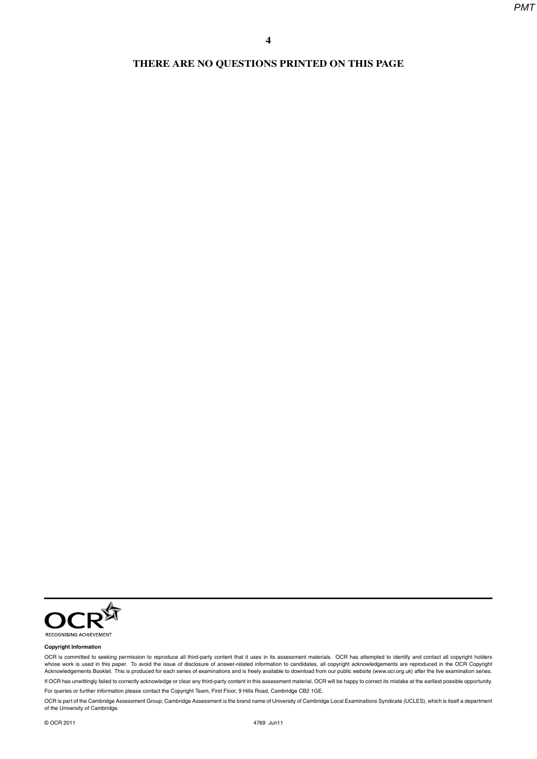**THERE ARE NO QUESTIONS PRINTED ON THIS PAGE**

OCR
RECOGNISING ACHIEVEMENT

**Copyright Information**

OCR is committed to seeking permission to reproduce all third-party content that it uses in its assessment materials. OCR has attempted to identify and contact all copyright holders whose work is used in this paper. To avoid the issue of disclosure of answer-related information to candidates, all copyright acknowledgements are reproduced in the OCR Copyright Acknowledgements Booklet. This is produced for each series of examinations and is freely available to download from our public website (www.ocr.org.uk) after the live examination series.

If OCR has unwittingly failed to correctly acknowledge or clear any third-party content in this assessment material, OCR will be happy to correct its mistake at the earliest possible opportunity.

For queries or further information please contact the Copyright Team, First Floor, 9 Hills Road, Cambridge CB2 1GE.

OCR is part of the Cambridge Assessment Group; Cambridge Assessment is the brand name of University of Cambridge Local Examinations Syndicate (UCLES), which is itself a department of the University of Cambridge.

© OCR 2011 4769 Jun11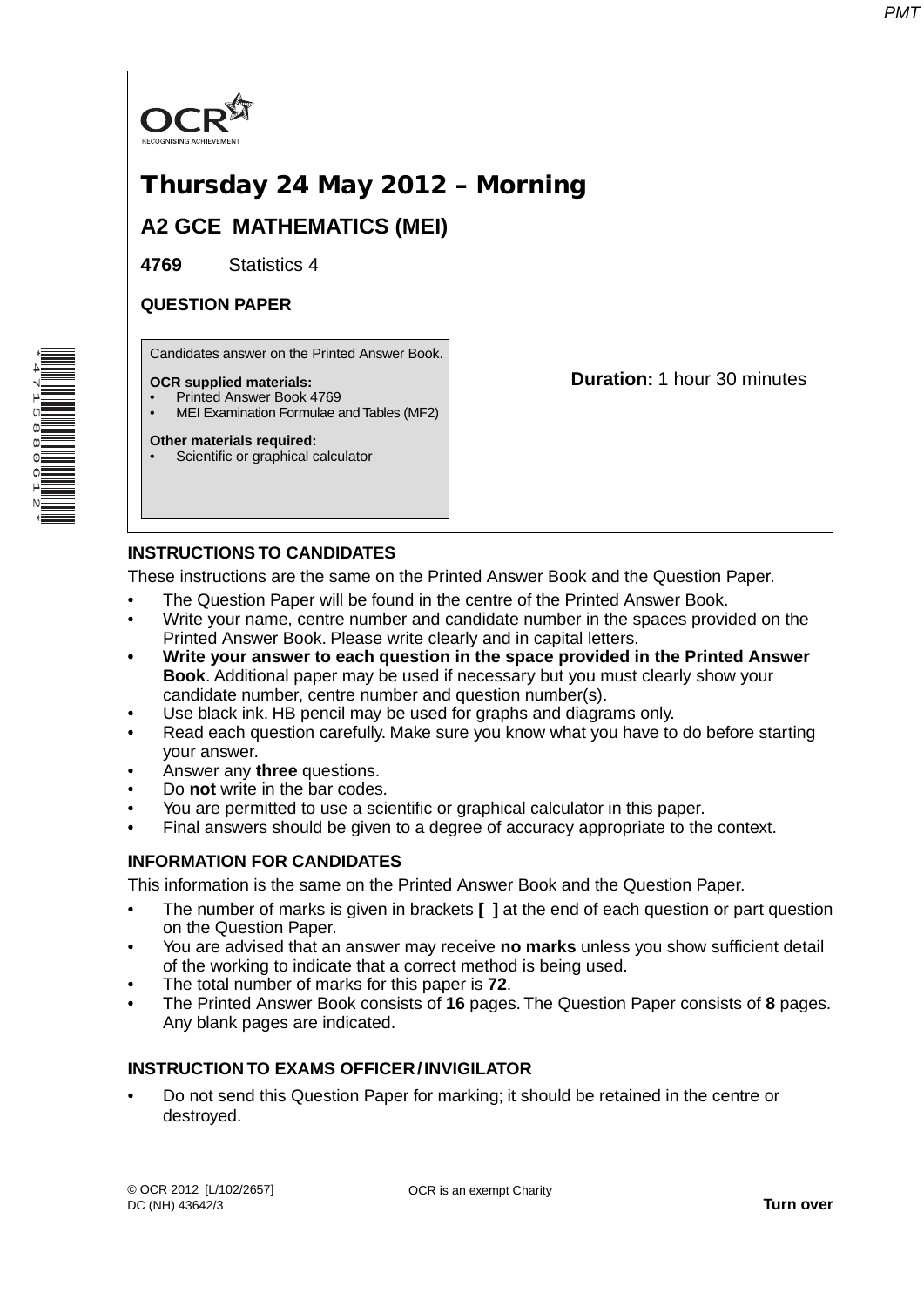# Thursday 24 May 2012 – Morning

## A2 GCE MATHEMATICS (MEI)

**4769** Statistics 4

**QUESTION PAPER**

Candidates answer on the Printed Answer Book.

**OCR supplied materials:**
- Printed Answer Book 4769
- MEI Examination Formulae and Tables (MF2)

**Other materials required:**
- Scientific or graphical calculator

**Duration:** 1 hour 30 minutes

### INSTRUCTIONS TO CANDIDATES

These instructions are the same on the Printed Answer Book and the Question Paper.

- The Question Paper will be found in the centre of the Printed Answer Book.
- Write your name, centre number and candidate number in the spaces provided on the Printed Answer Book. Please write clearly and in capital letters.
- **Write your answer to each question in the space provided in the Printed Answer Book**. Additional paper may be used if necessary but you must clearly show your candidate number, centre number and question number(s).
- Use black ink. HB pencil may be used for graphs and diagrams only.
- Read each question carefully. Make sure you know what you have to do before starting your answer.
- Answer any **three** questions.
- Do **not** write in the bar codes.
- You are permitted to use a scientific or graphical calculator in this paper.
- Final answers should be given to a degree of accuracy appropriate to the context.

### INFORMATION FOR CANDIDATES

This information is the same on the Printed Answer Book and the Question Paper.

- The number of marks is given in brackets **[ ]** at the end of each question or part question on the Question Paper.
- You are advised that an answer may receive **no marks** unless you show sufficient detail of the working to indicate that a correct method is being used.
- The total number of marks for this paper is **72**.
- The Printed Answer Book consists of **16** pages. The Question Paper consists of **8** pages. Any blank pages are indicated.

### INSTRUCTION TO EXAMS OFFICER / INVIGILATOR

- Do not send this Question Paper for marking; it should be retained in the centre or destroyed.

© OCR 2012 [L/102/2657]
DC (NH) 43642/3

OCR is an exempt Charity

**Turn over**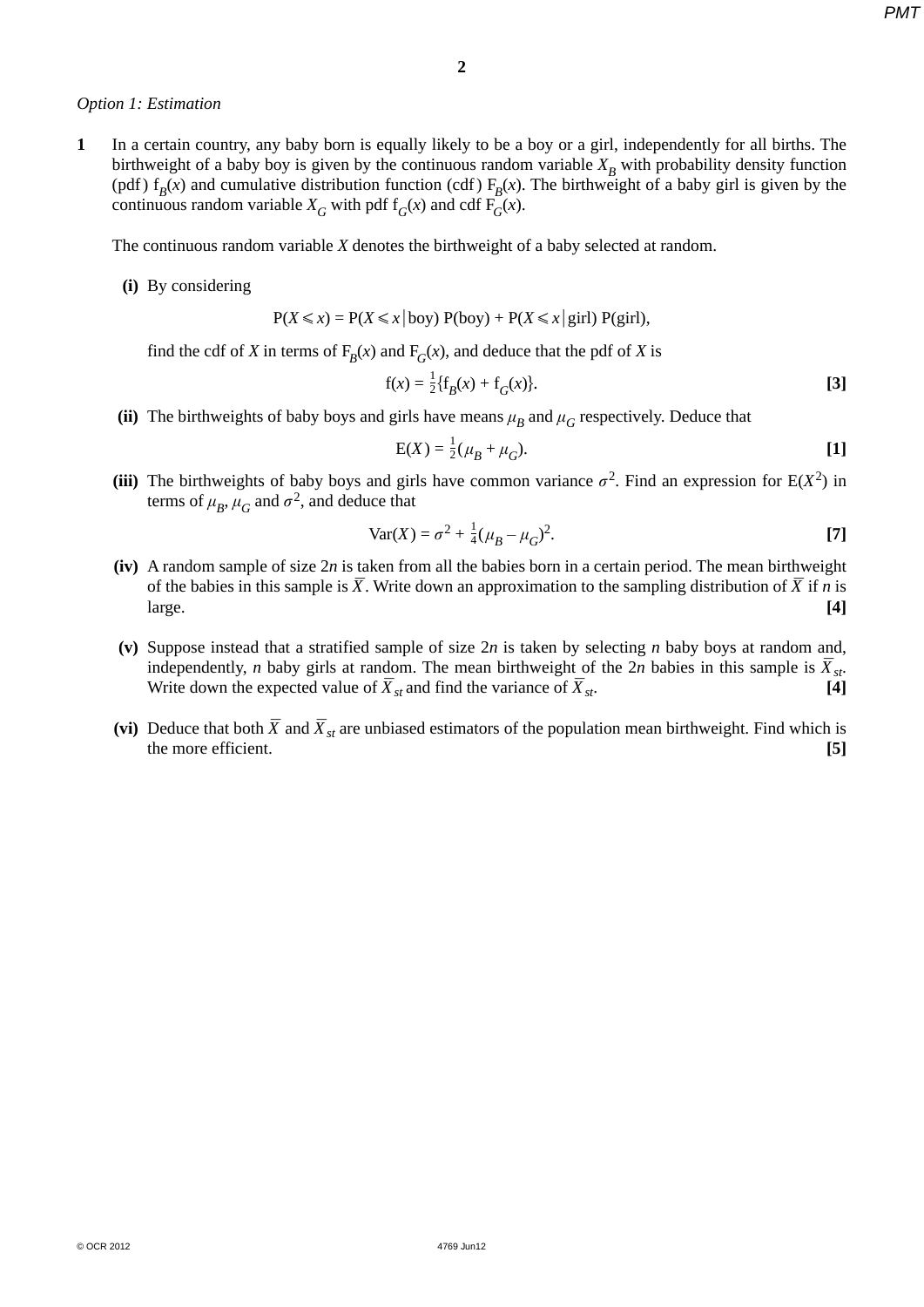*Option 1: Estimation*

**1** In a certain country, any baby born is equally likely to be a boy or a girl, independently for all births. The birthweight of a baby boy is given by the continuous random variable $X_B$ with probability density function (pdf) $f_B(x)$ and cumulative distribution function (cdf) $F_B(x)$. The birthweight of a baby girl is given by the continuous random variable $X_G$ with pdf $f_G(x)$ and cdf $F_G(x)$.

The continuous random variable $X$ denotes the birthweight of a baby selected at random.

**(i)** By considering

$$P(X \leqslant x) = P(X \leqslant x \mid \text{boy})\, P(\text{boy}) + P(X \leqslant x \mid \text{girl})\, P(\text{girl}),$$

find the cdf of $X$ in terms of $F_B(x)$ and $F_G(x)$, and deduce that the pdf of $X$ is

$$f(x) = \tfrac{1}{2}\{f_B(x) + f_G(x)\}.$$ **[3]**

**(ii)** The birthweights of baby boys and girls have means $\mu_B$ and $\mu_G$ respectively. Deduce that

$$E(X) = \tfrac{1}{2}(\mu_B + \mu_G).$$ **[1]**

**(iii)** The birthweights of baby boys and girls have common variance $\sigma^2$. Find an expression for $E(X^2)$ in terms of $\mu_B$, $\mu_G$ and $\sigma^2$, and deduce that

$$\text{Var}(X) = \sigma^2 + \tfrac{1}{4}(\mu_B - \mu_G)^2.$$ **[7]**

**(iv)** A random sample of size $2n$ is taken from all the babies born in a certain period. The mean birthweight of the babies in this sample is $\overline{X}$. Write down an approximation to the sampling distribution of $\overline{X}$ if $n$ is large. **[4]**

**(v)** Suppose instead that a stratified sample of size $2n$ is taken by selecting $n$ baby boys at random and, independently, $n$ baby girls at random. The mean birthweight of the $2n$ babies in this sample is $\overline{X}_{st}$. Write down the expected value of $\overline{X}_{st}$ and find the variance of $\overline{X}_{st}$. **[4]**

**(vi)** Deduce that both $\overline{X}$ and $\overline{X}_{st}$ are unbiased estimators of the population mean birthweight. Find which is the more efficient. **[5]**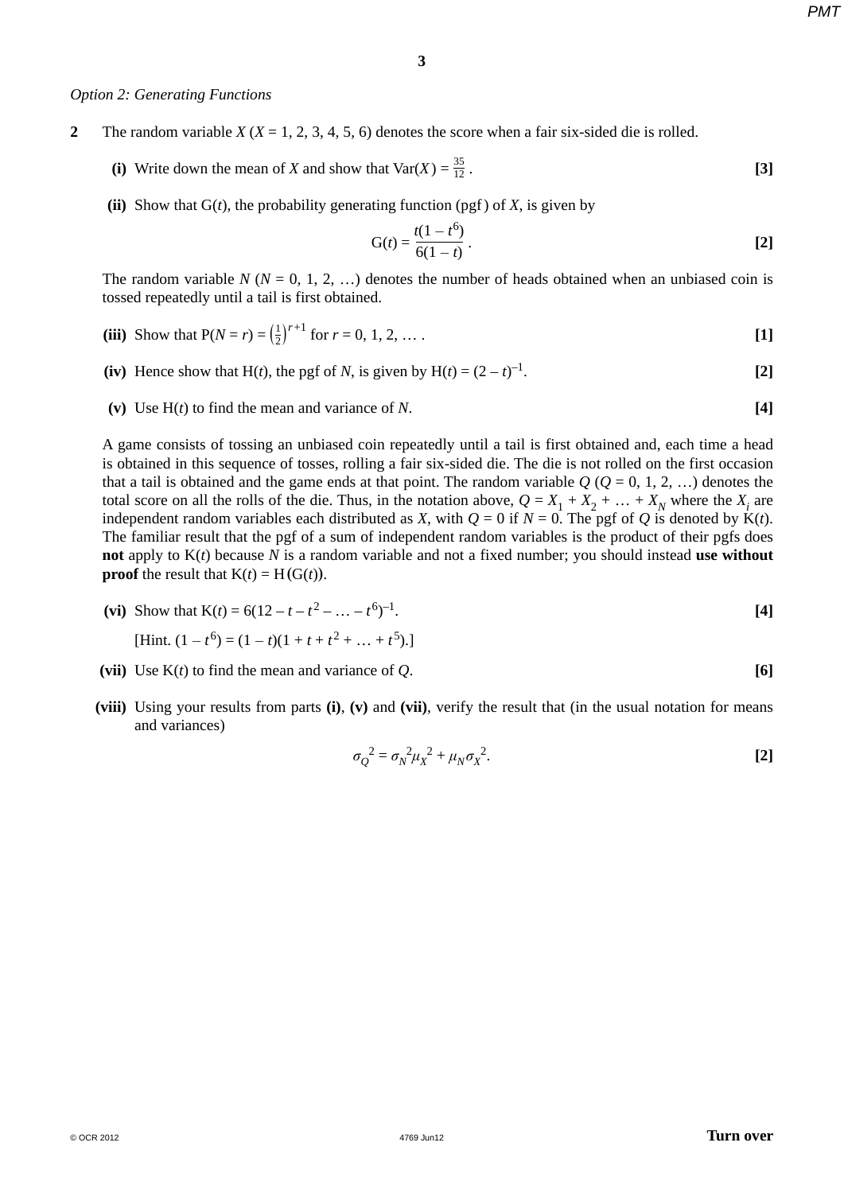*Option 2: Generating Functions*

**2** The random variable $X$ ($X = 1, 2, 3, 4, 5, 6$) denotes the score when a fair six-sided die is rolled.

**(i)** Write down the mean of $X$ and show that $\text{Var}(X) = \frac{35}{12}$. **[3]**

**(ii)** Show that $\text{G}(t)$, the probability generating function (pgf) of $X$, is given by

$$\text{G}(t) = \frac{t(1-t^6)}{6(1-t)}.$$ **[2]**

The random variable $N$ ($N = 0, 1, 2, \ldots$) denotes the number of heads obtained when an unbiased coin is tossed repeatedly until a tail is first obtained.

**(iii)** Show that $\text{P}(N = r) = \left(\frac{1}{2}\right)^{r+1}$ for $r = 0, 1, 2, \ldots$. **[1]**

**(iv)** Hence show that $\text{H}(t)$, the pgf of $N$, is given by $\text{H}(t) = (2-t)^{-1}$. **[2]**

**(v)** Use $\text{H}(t)$ to find the mean and variance of $N$. **[4]**

A game consists of tossing an unbiased coin repeatedly until a tail is first obtained and, each time a head is obtained in this sequence of tosses, rolling a fair six-sided die. The die is not rolled on the first occasion that a tail is obtained and the game ends at that point. The random variable $Q$ ($Q = 0, 1, 2, \ldots$) denotes the total score on all the rolls of the die. Thus, in the notation above, $Q = X_1 + X_2 + \ldots + X_N$ where the $X_i$ are independent random variables each distributed as $X$, with $Q = 0$ if $N = 0$. The pgf of $Q$ is denoted by $\text{K}(t)$. The familiar result that the pgf of a sum of independent random variables is the product of their pgfs does **not** apply to $\text{K}(t)$ because $N$ is a random variable and not a fixed number; you should instead **use without proof** the result that $\text{K}(t) = \text{H}(\text{G}(t))$.

**(vi)** Show that $\text{K}(t) = 6(12 - t - t^2 - \ldots - t^6)^{-1}$. **[4]**

[Hint. $(1 - t^6) = (1-t)(1 + t + t^2 + \ldots + t^5)$.]

**(vii)** Use $\text{K}(t)$ to find the mean and variance of $Q$. **[6]**

**(viii)** Using your results from parts **(i)**, **(v)** and **(vii)**, verify the result that (in the usual notation for means and variances)

$$\sigma_Q^{\,2} = \sigma_N^{\,2}\mu_X^{\,2} + \mu_N\sigma_X^{\,2}.$$ **[2]**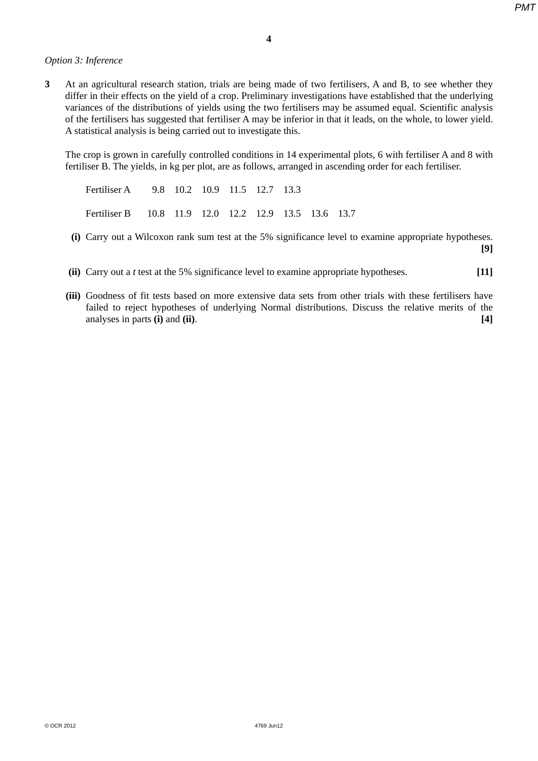*Option 3: Inference*

**3** At an agricultural research station, trials are being made of two fertilisers, A and B, to see whether they differ in their effects on the yield of a crop. Preliminary investigations have established that the underlying variances of the distributions of yields using the two fertilisers may be assumed equal. Scientific analysis of the fertilisers has suggested that fertiliser A may be inferior in that it leads, on the whole, to lower yield. A statistical analysis is being carried out to investigate this.

The crop is grown in carefully controlled conditions in 14 experimental plots, 6 with fertiliser A and 8 with fertiliser B. The yields, in kg per plot, are as follows, arranged in ascending order for each fertiliser.

| | | | | | | | | |
|---|---|---|---|---|---|---|---|---|
| Fertiliser A | 9.8 | 10.2 | 10.9 | 11.5 | 12.7 | 13.3 | | |
| Fertiliser B | 10.8 | 11.9 | 12.0 | 12.2 | 12.9 | 13.5 | 13.6 | 13.7 |

**(i)** Carry out a Wilcoxon rank sum test at the 5% significance level to examine appropriate hypotheses. **[9]**

**(ii)** Carry out a *t* test at the 5% significance level to examine appropriate hypotheses. **[11]**

**(iii)** Goodness of fit tests based on more extensive data sets from other trials with these fertilisers have failed to reject hypotheses of underlying Normal distributions. Discuss the relative merits of the analyses in parts **(i)** and **(ii)**. **[4]**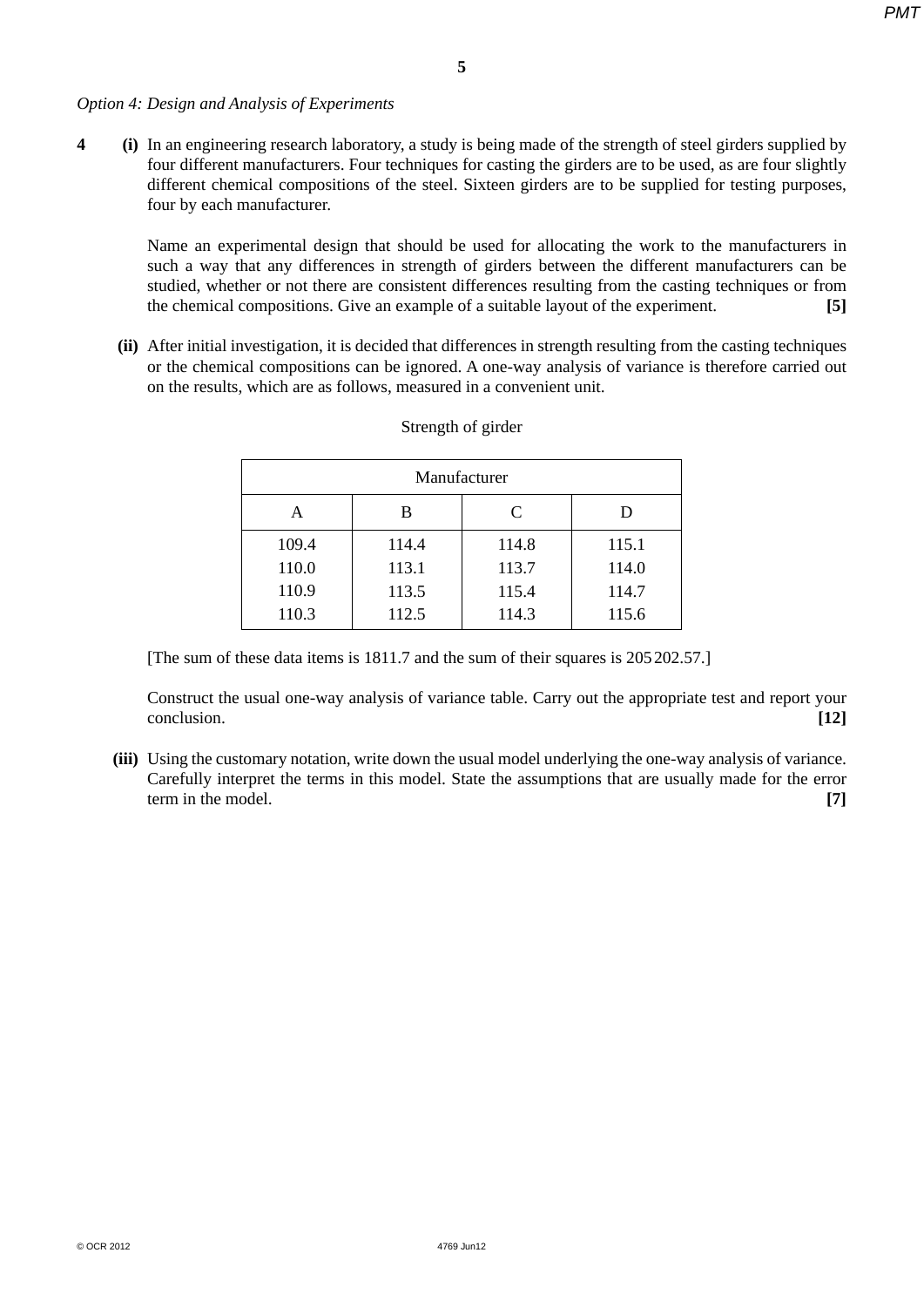*Option 4: Design and Analysis of Experiments*

**4 (i)** In an engineering research laboratory, a study is being made of the strength of steel girders supplied by four different manufacturers. Four techniques for casting the girders are to be used, as are four slightly different chemical compositions of the steel. Sixteen girders are to be supplied for testing purposes, four by each manufacturer.

Name an experimental design that should be used for allocating the work to the manufacturers in such a way that any differences in strength of girders between the different manufacturers can be studied, whether or not there are consistent differences resulting from the casting techniques or from the chemical compositions. Give an example of a suitable layout of the experiment. **[5]**

**(ii)** After initial investigation, it is decided that differences in strength resulting from the casting techniques or the chemical compositions can be ignored. A one-way analysis of variance is therefore carried out on the results, which are as follows, measured in a convenient unit.

Strength of girder

| Manufacturer | | | |
|---|---|---|---|
| A | B | C | D |
| 109.4 | 114.4 | 114.8 | 115.1 |
| 110.0 | 113.1 | 113.7 | 114.0 |
| 110.9 | 113.5 | 115.4 | 114.7 |
| 110.3 | 112.5 | 114.3 | 115.6 |

[The sum of these data items is 1811.7 and the sum of their squares is 205 202.57.]

Construct the usual one-way analysis of variance table. Carry out the appropriate test and report your conclusion. **[12]**

**(iii)** Using the customary notation, write down the usual model underlying the one-way analysis of variance. Carefully interpret the terms in this model. State the assumptions that are usually made for the error term in the model. **[7]**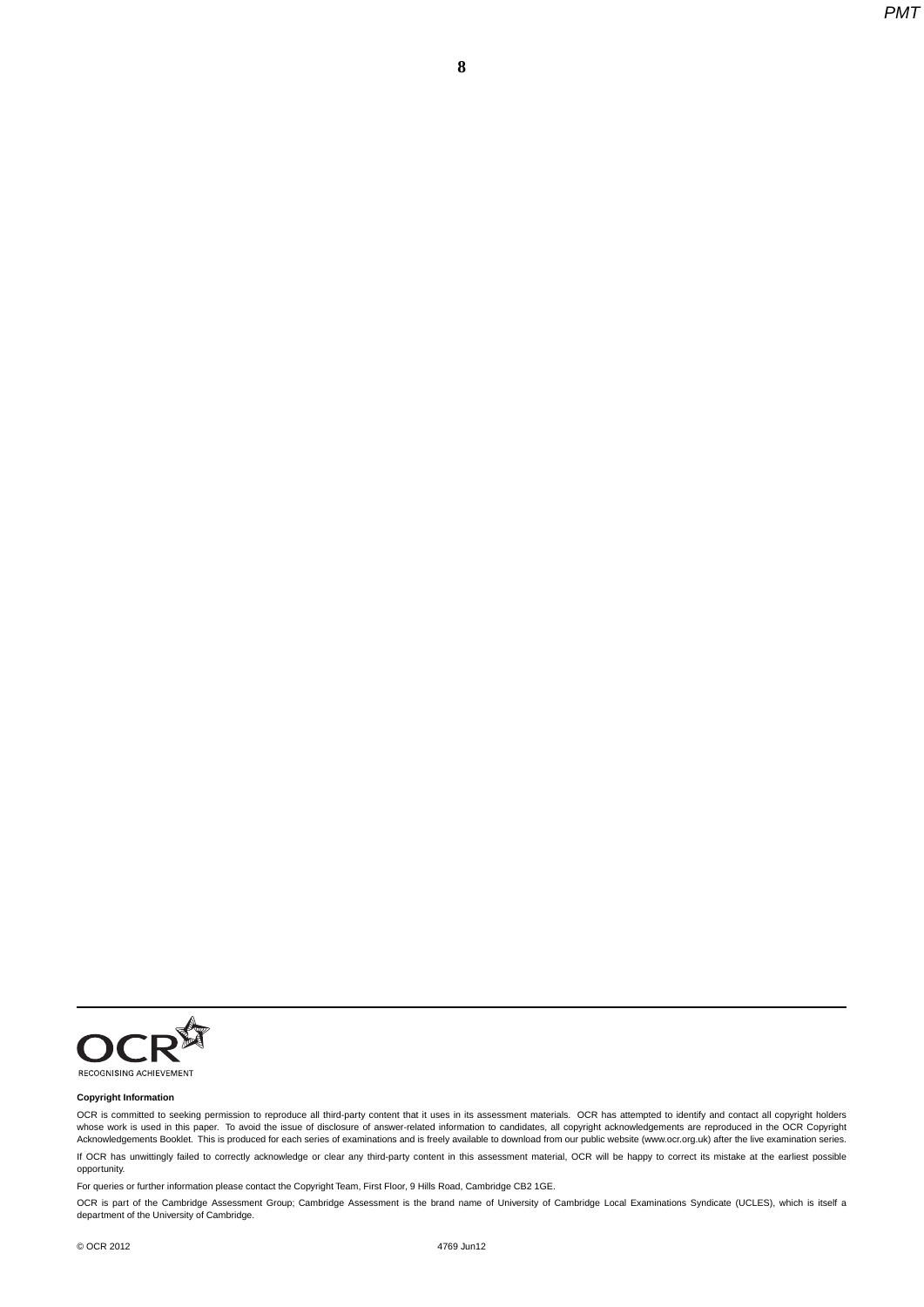OCR
RECOGNISING ACHIEVEMENT

**Copyright Information**

OCR is committed to seeking permission to reproduce all third-party content that it uses in its assessment materials. OCR has attempted to identify and contact all copyright holders whose work is used in this paper. To avoid the issue of disclosure of answer-related information to candidates, all copyright acknowledgements are reproduced in the OCR Copyright Acknowledgements Booklet. This is produced for each series of examinations and is freely available to download from our public website (www.ocr.org.uk) after the live examination series.

If OCR has unwittingly failed to correctly acknowledge or clear any third-party content in this assessment material, OCR will be happy to correct its mistake at the earliest possible opportunity.

For queries or further information please contact the Copyright Team, First Floor, 9 Hills Road, Cambridge CB2 1GE.

OCR is part of the Cambridge Assessment Group; Cambridge Assessment is the brand name of University of Cambridge Local Examinations Syndicate (UCLES), which is itself a department of the University of Cambridge.

© OCR 2012 4769 Jun12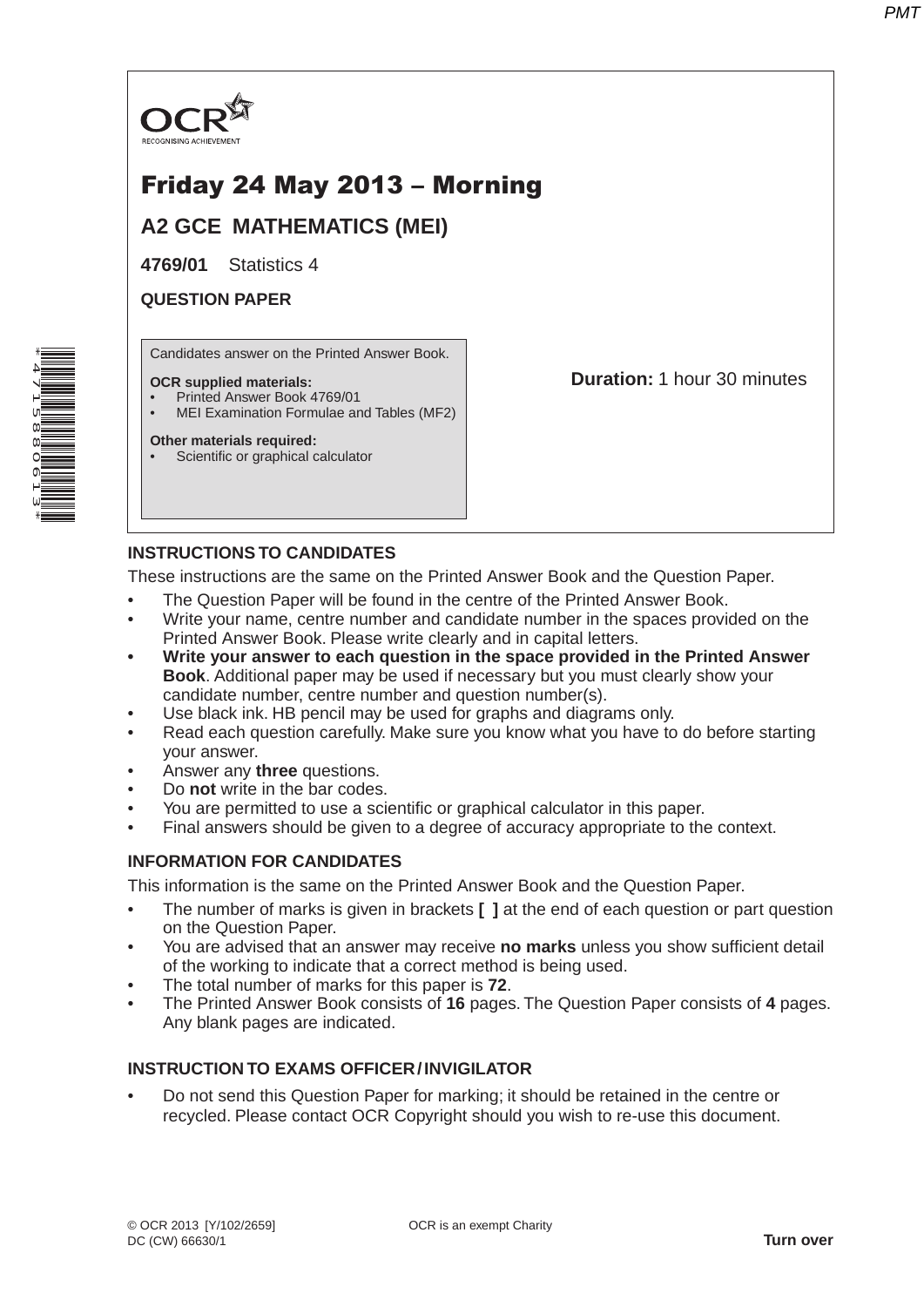OCR
RECOGNISING ACHIEVEMENT

# Friday 24 May 2013 – Morning

## A2 GCE MATHEMATICS (MEI)

**4769/01** Statistics 4

**QUESTION PAPER**

Candidates answer on the Printed Answer Book.

**OCR supplied materials:**
- Printed Answer Book 4769/01
- MEI Examination Formulae and Tables (MF2)

**Other materials required:**
- Scientific or graphical calculator

**Duration:** 1 hour 30 minutes

### INSTRUCTIONS TO CANDIDATES

These instructions are the same on the Printed Answer Book and the Question Paper.

- The Question Paper will be found in the centre of the Printed Answer Book.
- Write your name, centre number and candidate number in the spaces provided on the Printed Answer Book. Please write clearly and in capital letters.
- **Write your answer to each question in the space provided in the Printed Answer Book**. Additional paper may be used if necessary but you must clearly show your candidate number, centre number and question number(s).
- Use black ink. HB pencil may be used for graphs and diagrams only.
- Read each question carefully. Make sure you know what you have to do before starting your answer.
- Answer any **three** questions.
- Do **not** write in the bar codes.
- You are permitted to use a scientific or graphical calculator in this paper.
- Final answers should be given to a degree of accuracy appropriate to the context.

### INFORMATION FOR CANDIDATES

This information is the same on the Printed Answer Book and the Question Paper.

- The number of marks is given in brackets **[ ]** at the end of each question or part question on the Question Paper.
- You are advised that an answer may receive **no marks** unless you show sufficient detail of the working to indicate that a correct method is being used.
- The total number of marks for this paper is **72**.
- The Printed Answer Book consists of **16** pages. The Question Paper consists of **4** pages. Any blank pages are indicated.

### INSTRUCTION TO EXAMS OFFICER / INVIGILATOR

- Do not send this Question Paper for marking; it should be retained in the centre or recycled. Please contact OCR Copyright should you wish to re-use this document.

© OCR 2013 [Y/102/2659]
DC (CW) 66630/1

OCR is an exempt Charity

**Turn over**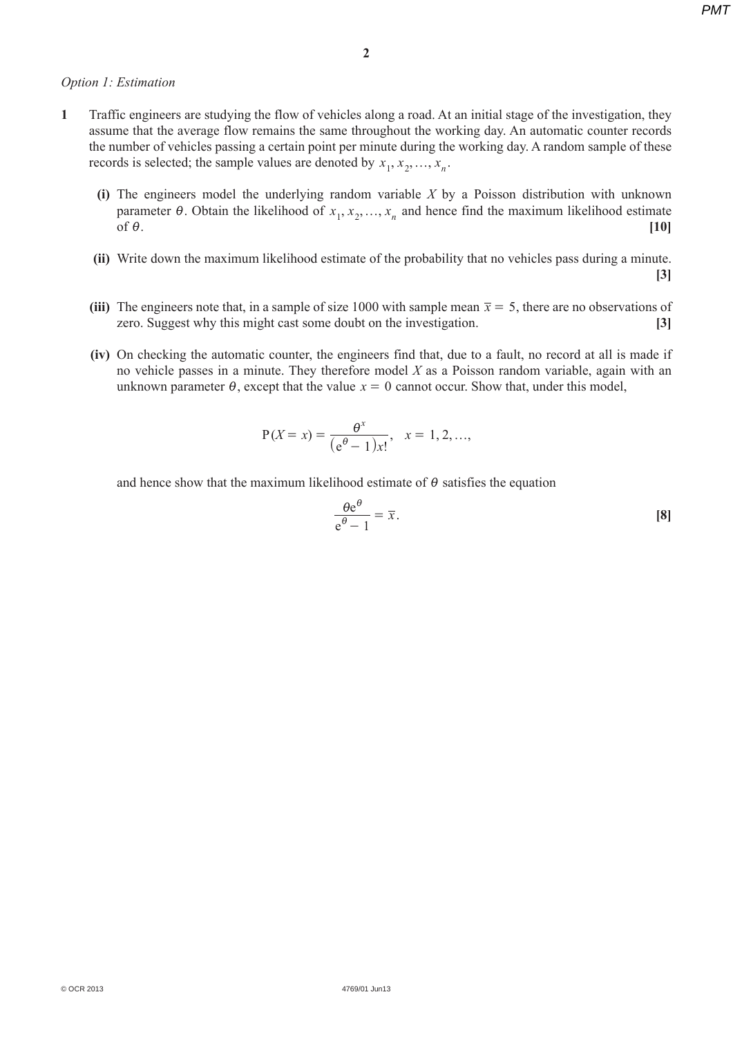*Option 1: Estimation*

**1** Traffic engineers are studying the flow of vehicles along a road. At an initial stage of the investigation, they assume that the average flow remains the same throughout the working day. An automatic counter records the number of vehicles passing a certain point per minute during the working day. A random sample of these records is selected; the sample values are denoted by $x_1, x_2, \ldots, x_n$.

**(i)** The engineers model the underlying random variable $X$ by a Poisson distribution with unknown parameter $\theta$. Obtain the likelihood of $x_1, x_2, \ldots, x_n$ and hence find the maximum likelihood estimate of $\theta$. **[10]**

**(ii)** Write down the maximum likelihood estimate of the probability that no vehicles pass during a minute. **[3]**

**(iii)** The engineers note that, in a sample of size 1000 with sample mean $\bar{x} = 5$, there are no observations of zero. Suggest why this might cast some doubt on the investigation. **[3]**

**(iv)** On checking the automatic counter, the engineers find that, due to a fault, no record at all is made if no vehicle passes in a minute. They therefore model $X$ as a Poisson random variable, again with an unknown parameter $\theta$, except that the value $x = 0$ cannot occur. Show that, under this model,

$$\mathrm{P}(X = x) = \frac{\theta^x}{(\mathrm{e}^\theta - 1)x!}, \quad x = 1, 2, \ldots,$$

and hence show that the maximum likelihood estimate of $\theta$ satisfies the equation

$$\frac{\theta \mathrm{e}^\theta}{\mathrm{e}^\theta - 1} = \bar{x}.$$

**[8]**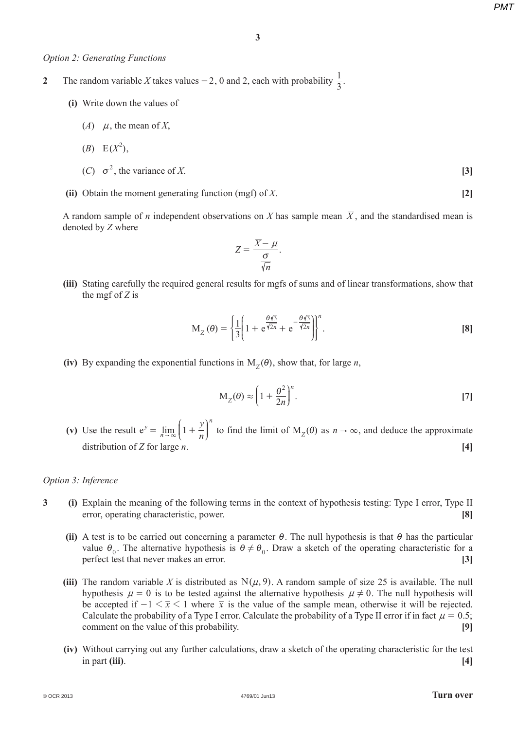*Option 2: Generating Functions*

**2** The random variable $X$ takes values $-2$, 0 and 2, each with probability $\frac{1}{3}$.

**(i)** Write down the values of

($A$) $\mu$, the mean of $X$,

($B$) $\mathrm{E}(X^2)$,

($C$) $\sigma^2$, the variance of $X$. **[3]**

**(ii)** Obtain the moment generating function (mgf) of $X$. **[2]**

A random sample of $n$ independent observations on $X$ has sample mean $\overline{X}$, and the standardised mean is denoted by $Z$ where

$$Z = \frac{\overline{X} - \mu}{\frac{\sigma}{\sqrt{n}}}.$$

**(iii)** Stating carefully the required general results for mgfs of sums and of linear transformations, show that the mgf of $Z$ is

$$\mathrm{M}_Z(\theta) = \left\{ \frac{1}{3}\left( 1 + \mathrm{e}^{\frac{\theta\sqrt{3}}{\sqrt{2n}}} + \mathrm{e}^{-\frac{\theta\sqrt{3}}{\sqrt{2n}}} \right) \right\}^n.$$ **[8]**

**(iv)** By expanding the exponential functions in $\mathrm{M}_Z(\theta)$, show that, for large $n$,

$$\mathrm{M}_Z(\theta) \approx \left( 1 + \frac{\theta^2}{2n} \right)^n.$$ **[7]**

**(v)** Use the result $\mathrm{e}^y = \lim\limits_{n \to \infty} \left( 1 + \frac{y}{n} \right)^n$ to find the limit of $\mathrm{M}_Z(\theta)$ as $n \to \infty$, and deduce the approximate distribution of $Z$ for large $n$. **[4]**

*Option 3: Inference*

**3** **(i)** Explain the meaning of the following terms in the context of hypothesis testing: Type I error, Type II error, operating characteristic, power. **[8]**

**(ii)** A test is to be carried out concerning a parameter $\theta$. The null hypothesis is that $\theta$ has the particular value $\theta_0$. The alternative hypothesis is $\theta \neq \theta_0$. Draw a sketch of the operating characteristic for a perfect test that never makes an error. **[3]**

**(iii)** The random variable $X$ is distributed as $\mathrm{N}(\mu, 9)$. A random sample of size 25 is available. The null hypothesis $\mu = 0$ is to be tested against the alternative hypothesis $\mu \neq 0$. The null hypothesis will be accepted if $-1 < \bar{x} < 1$ where $\bar{x}$ is the value of the sample mean, otherwise it will be rejected. Calculate the probability of a Type I error. Calculate the probability of a Type II error if in fact $\mu = 0.5$; comment on the value of this probability. **[9]**

**(iv)** Without carrying out any further calculations, draw a sketch of the operating characteristic for the test in part **(iii)**. **[4]**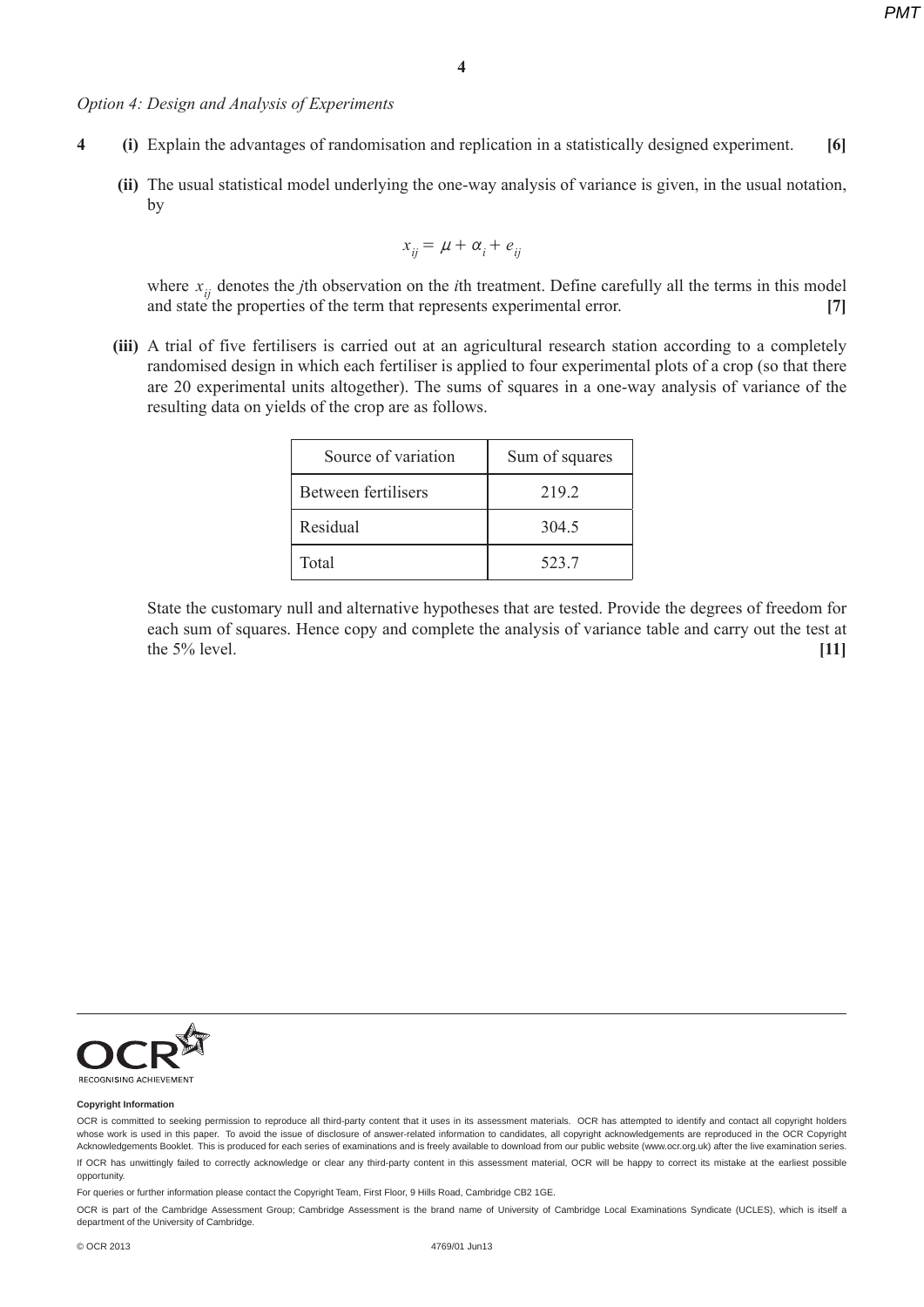*Option 4: Design and Analysis of Experiments*

**4** **(i)** Explain the advantages of randomisation and replication in a statistically designed experiment. **[6]**

**(ii)** The usual statistical model underlying the one-way analysis of variance is given, in the usual notation, by

$$x_{ij} = \mu + \alpha_i + e_{ij}$$

where $x_{ij}$ denotes the $j$th observation on the $i$th treatment. Define carefully all the terms in this model and state the properties of the term that represents experimental error. **[7]**

**(iii)** A trial of five fertilisers is carried out at an agricultural research station according to a completely randomised design in which each fertiliser is applied to four experimental plots of a crop (so that there are 20 experimental units altogether). The sums of squares in a one-way analysis of variance of the resulting data on yields of the crop are as follows.

| Source of variation | Sum of squares |
|---|---|
| Between fertilisers | 219.2 |
| Residual | 304.5 |
| Total | 523.7 |

State the customary null and alternative hypotheses that are tested. Provide the degrees of freedom for each sum of squares. Hence copy and complete the analysis of variance table and carry out the test at the 5% level. **[11]**

**Copyright Information**

OCR is committed to seeking permission to reproduce all third-party content that it uses in its assessment materials. OCR has attempted to identify and contact all copyright holders whose work is used in this paper. To avoid the issue of disclosure of answer-related information to candidates, all copyright acknowledgements are reproduced in the OCR Copyright Acknowledgements Booklet. This is produced for each series of examinations and is freely available to download from our public website (www.ocr.org.uk) after the live examination series.

If OCR has unwittingly failed to correctly acknowledge or clear any third-party content in this assessment material, OCR will be happy to correct its mistake at the earliest possible opportunity.

For queries or further information please contact the Copyright Team, First Floor, 9 Hills Road, Cambridge CB2 1GE.

OCR is part of the Cambridge Assessment Group; Cambridge Assessment is the brand name of University of Cambridge Local Examinations Syndicate (UCLES), which is itself a department of the University of Cambridge.

© OCR 2013 4769/01 Jun13